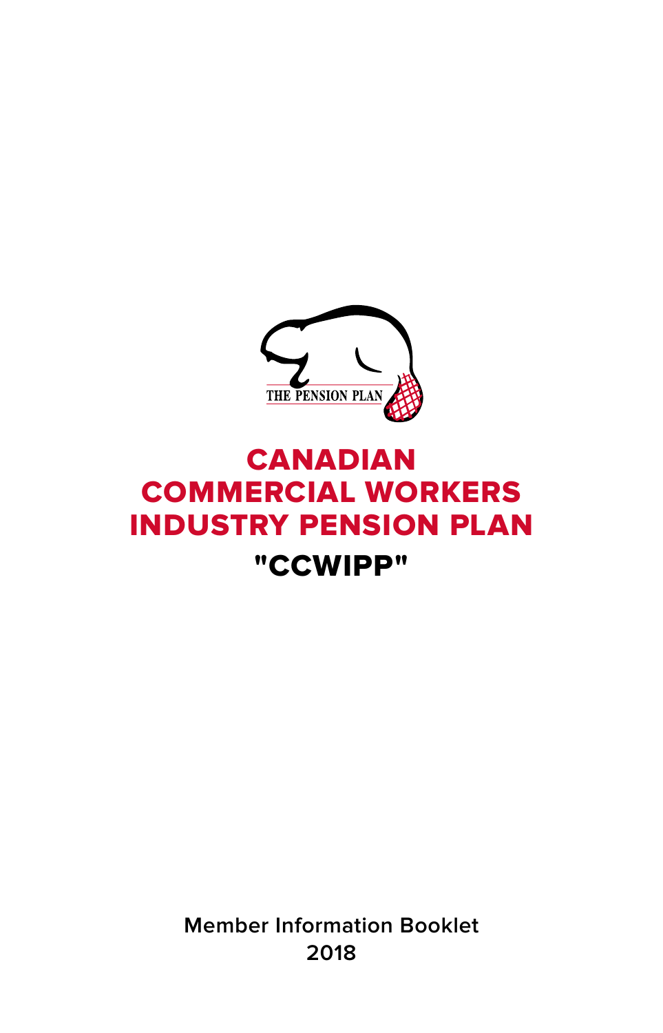THE PENSION PLAN

# CANADIAN COMMERCIAL WORKERS INDUSTRY PENSION PLAN

## "CCWIPP"

Member Information Booklet
2018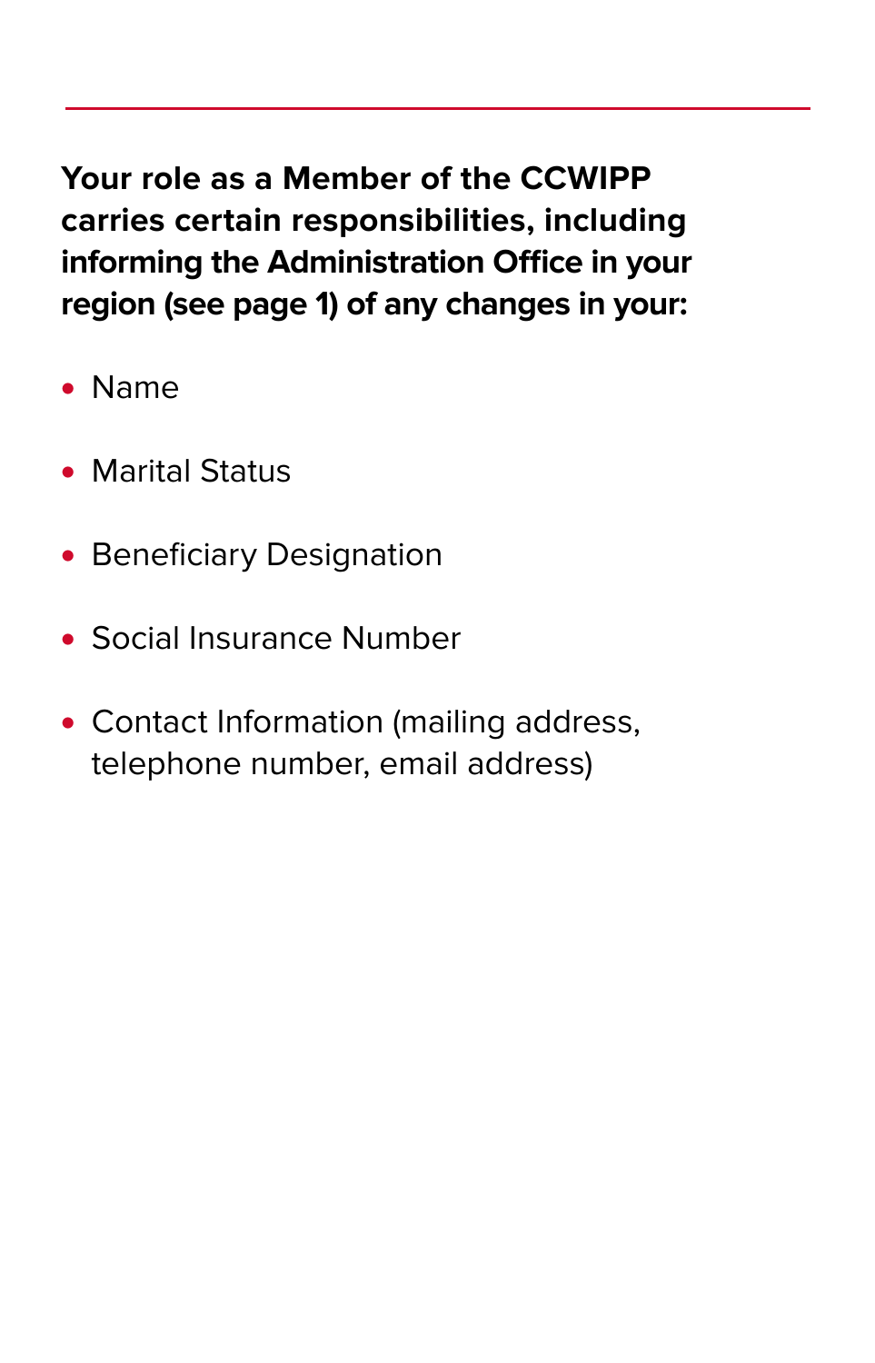**Your role as a Member of the CCWIPP carries certain responsibilities, including informing the Administration Office in your region (see page 1) of any changes in your:**

- Name
- Marital Status
- Beneficiary Designation
- Social Insurance Number
- Contact Information (mailing address, telephone number, email address)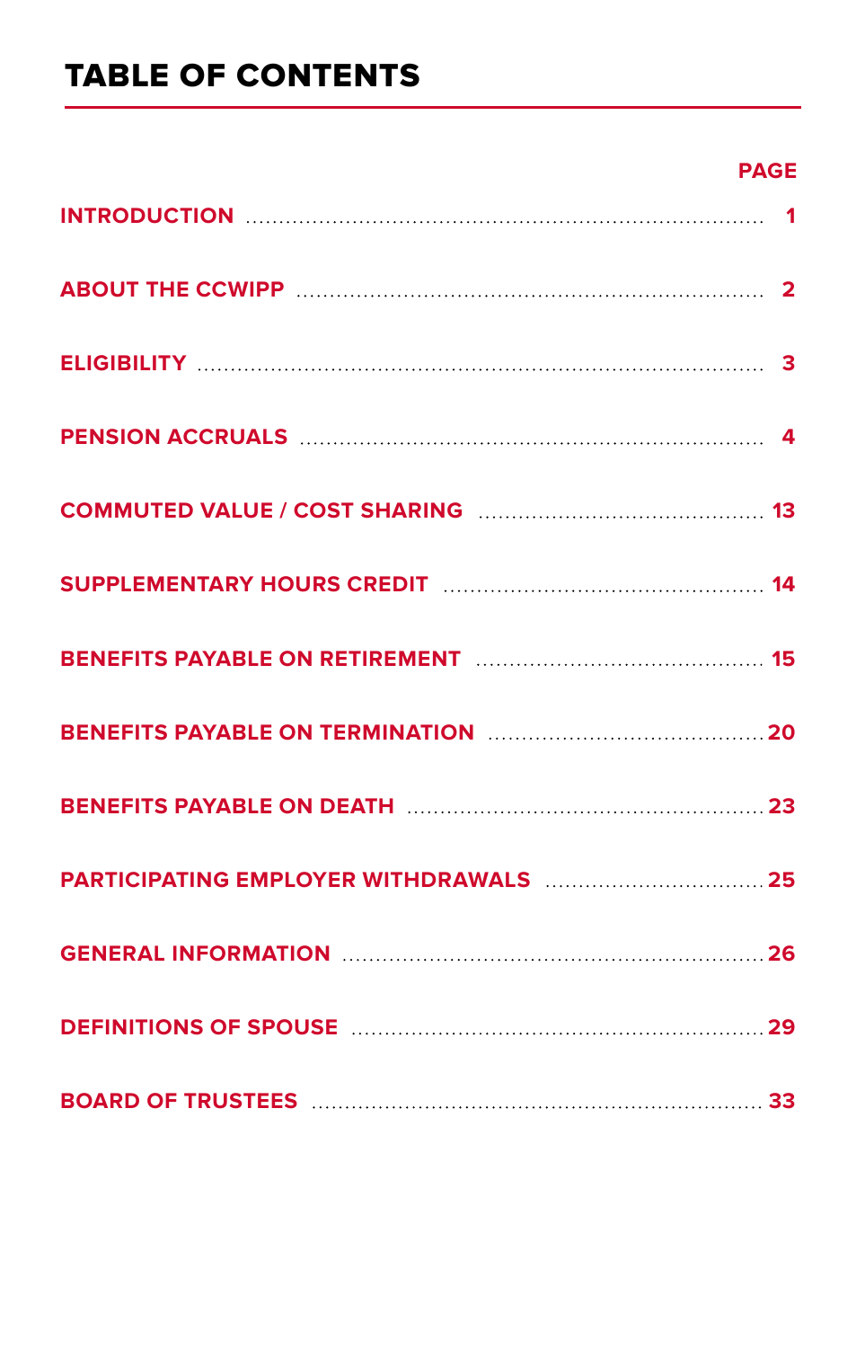# TABLE OF CONTENTS

| | PAGE |
|---|---|
| INTRODUCTION | 1 |
| ABOUT THE CCWIPP | 2 |
| ELIGIBILITY | 3 |
| PENSION ACCRUALS | 4 |
| COMMUTED VALUE / COST SHARING | 13 |
| SUPPLEMENTARY HOURS CREDIT | 14 |
| BENEFITS PAYABLE ON RETIREMENT | 15 |
| BENEFITS PAYABLE ON TERMINATION | 20 |
| BENEFITS PAYABLE ON DEATH | 23 |
| PARTICIPATING EMPLOYER WITHDRAWALS | 25 |
| GENERAL INFORMATION | 26 |
| DEFINITIONS OF SPOUSE | 29 |
| BOARD OF TRUSTEES | 33 |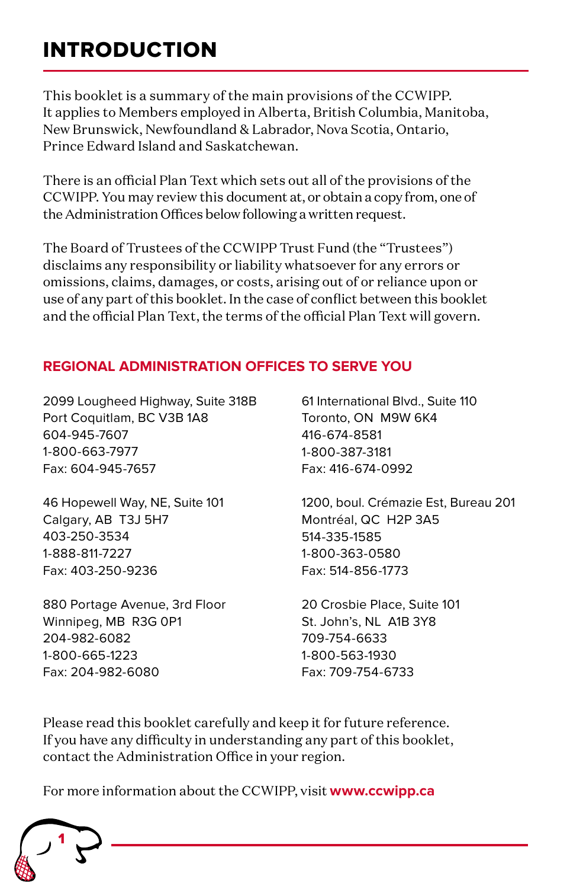# INTRODUCTION

This booklet is a summary of the main provisions of the CCWIPP. It applies to Members employed in Alberta, British Columbia, Manitoba, New Brunswick, Newfoundland & Labrador, Nova Scotia, Ontario, Prince Edward Island and Saskatchewan.

There is an official Plan Text which sets out all of the provisions of the CCWIPP. You may review this document at, or obtain a copy from, one of the Administration Offices below following a written request.

The Board of Trustees of the CCWIPP Trust Fund (the "Trustees") disclaims any responsibility or liability whatsoever for any errors or omissions, claims, damages, or costs, arising out of or reliance upon or use of any part of this booklet. In the case of conflict between this booklet and the official Plan Text, the terms of the official Plan Text will govern.

## REGIONAL ADMINISTRATION OFFICES TO SERVE YOU

2099 Lougheed Highway, Suite 318B
Port Coquitlam, BC V3B 1A8
604-945-7607
1-800-663-7977
Fax: 604-945-7657

46 Hopewell Way, NE, Suite 101
Calgary, AB T3J 5H7
403-250-3534
1-888-811-7227
Fax: 403-250-9236

880 Portage Avenue, 3rd Floor
Winnipeg, MB R3G 0P1
204-982-6082
1-800-665-1223
Fax: 204-982-6080

61 International Blvd., Suite 110
Toronto, ON M9W 6K4
416-674-8581
1-800-387-3181
Fax: 416-674-0992

1200, boul. Crémazie Est, Bureau 201
Montréal, QC H2P 3A5
514-335-1585
1-800-363-0580
Fax: 514-856-1773

20 Crosbie Place, Suite 101
St. John's, NL A1B 3Y8
709-754-6633
1-800-563-1930
Fax: 709-754-6733

Please read this booklet carefully and keep it for future reference. If you have any difficulty in understanding any part of this booklet, contact the Administration Office in your region.

For more information about the CCWIPP, visit **www.ccwipp.ca**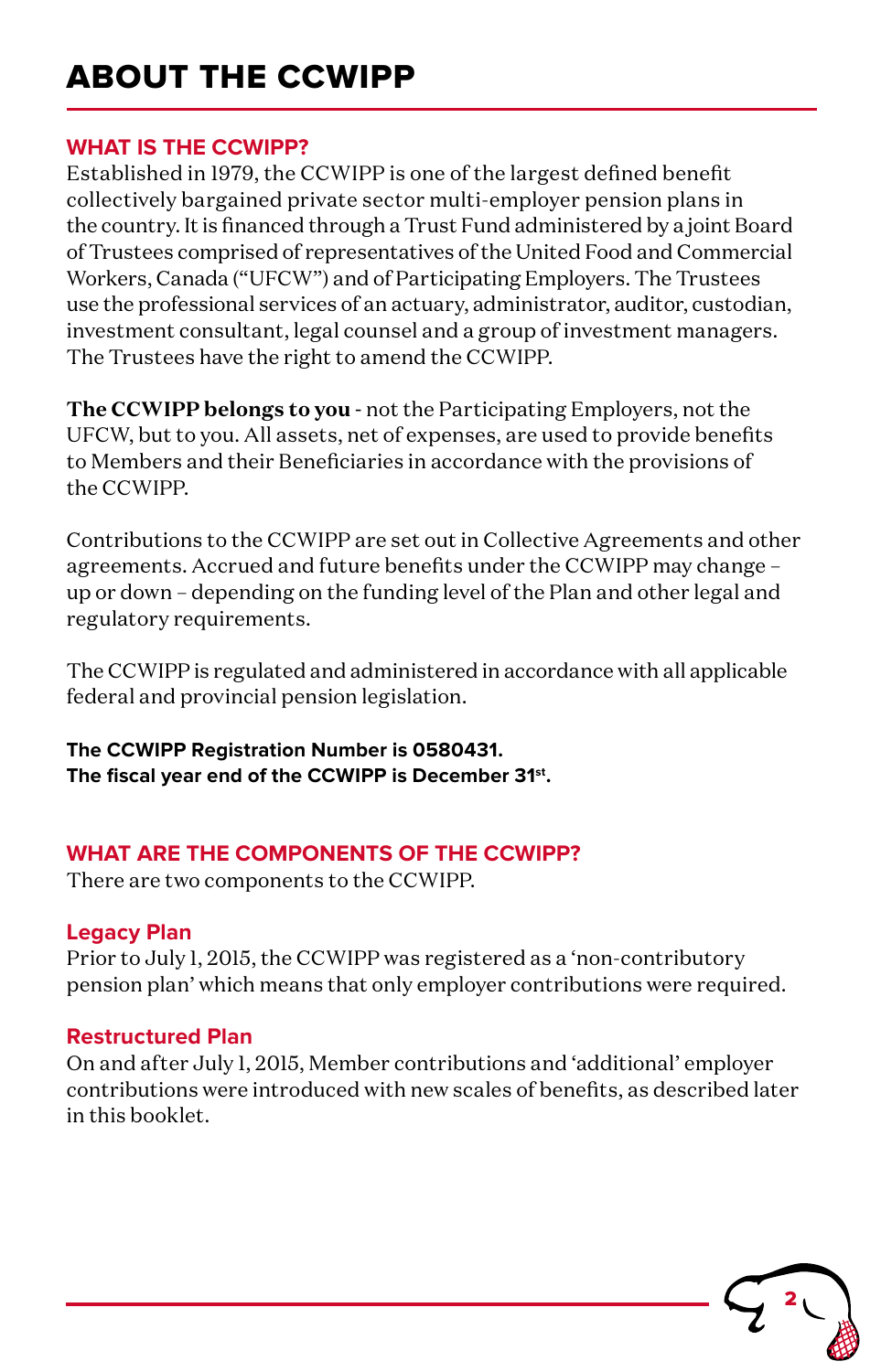# ABOUT THE CCWIPP

## WHAT IS THE CCWIPP?

Established in 1979, the CCWIPP is one of the largest defined benefit collectively bargained private sector multi-employer pension plans in the country. It is financed through a Trust Fund administered by a joint Board of Trustees comprised of representatives of the United Food and Commercial Workers, Canada ("UFCW") and of Participating Employers. The Trustees use the professional services of an actuary, administrator, auditor, custodian, investment consultant, legal counsel and a group of investment managers. The Trustees have the right to amend the CCWIPP.

**The CCWIPP belongs to you** - not the Participating Employers, not the UFCW, but to you. All assets, net of expenses, are used to provide benefits to Members and their Beneficiaries in accordance with the provisions of the CCWIPP.

Contributions to the CCWIPP are set out in Collective Agreements and other agreements. Accrued and future benefits under the CCWIPP may change – up or down – depending on the funding level of the Plan and other legal and regulatory requirements.

The CCWIPP is regulated and administered in accordance with all applicable federal and provincial pension legislation.

**The CCWIPP Registration Number is 0580431.**
**The fiscal year end of the CCWIPP is December 31st.**

## WHAT ARE THE COMPONENTS OF THE CCWIPP?

There are two components to the CCWIPP.

### Legacy Plan

Prior to July 1, 2015, the CCWIPP was registered as a 'non-contributory pension plan' which means that only employer contributions were required.

### Restructured Plan

On and after July 1, 2015, Member contributions and 'additional' employer contributions were introduced with new scales of benefits, as described later in this booklet.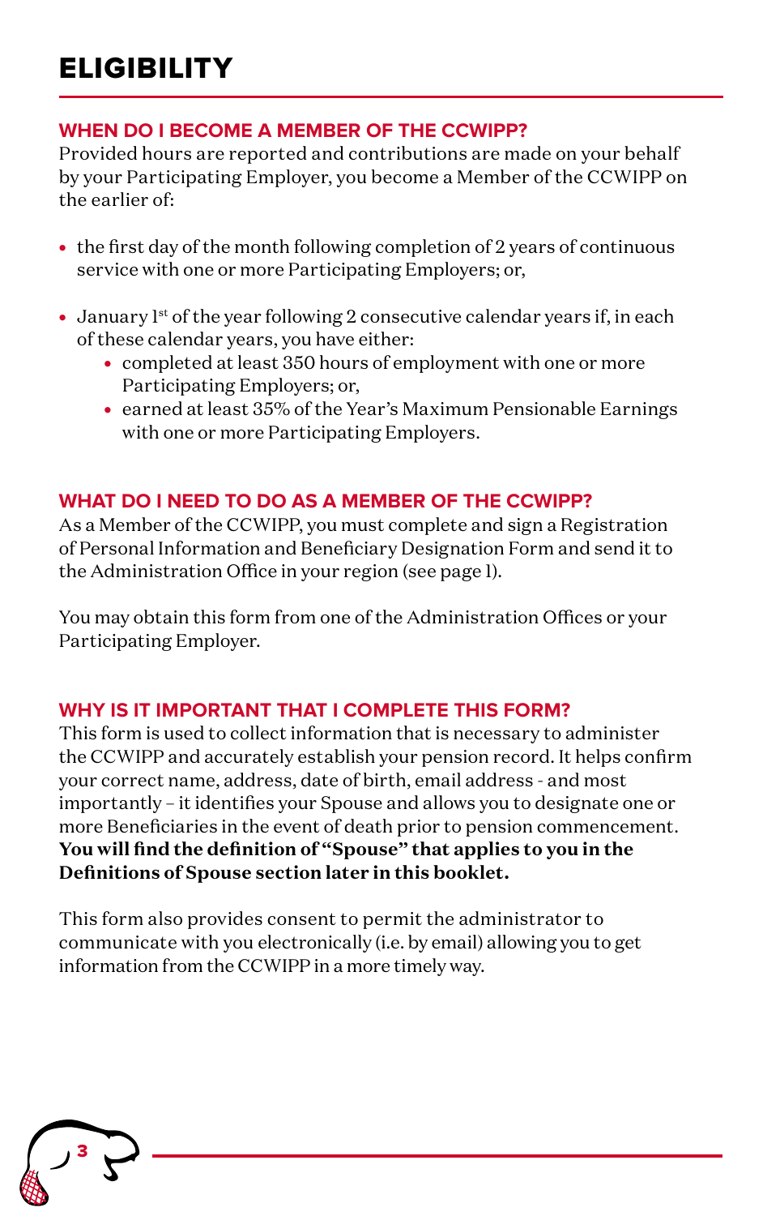# ELIGIBILITY

## WHEN DO I BECOME A MEMBER OF THE CCWIPP?

Provided hours are reported and contributions are made on your behalf by your Participating Employer, you become a Member of the CCWIPP on the earlier of:

- the first day of the month following completion of 2 years of continuous service with one or more Participating Employers; or,
- January 1st of the year following 2 consecutive calendar years if, in each of these calendar years, you have either:
  - completed at least 350 hours of employment with one or more Participating Employers; or,
  - earned at least 35% of the Year's Maximum Pensionable Earnings with one or more Participating Employers.

## WHAT DO I NEED TO DO AS A MEMBER OF THE CCWIPP?

As a Member of the CCWIPP, you must complete and sign a Registration of Personal Information and Beneficiary Designation Form and send it to the Administration Office in your region (see page 1).

You may obtain this form from one of the Administration Offices or your Participating Employer.

## WHY IS IT IMPORTANT THAT I COMPLETE THIS FORM?

This form is used to collect information that is necessary to administer the CCWIPP and accurately establish your pension record. It helps confirm your correct name, address, date of birth, email address - and most importantly – it identifies your Spouse and allows you to designate one or more Beneficiaries in the event of death prior to pension commencement. **You will find the definition of "Spouse" that applies to you in the Definitions of Spouse section later in this booklet.**

This form also provides consent to permit the administrator to communicate with you electronically (i.e. by email) allowing you to get information from the CCWIPP in a more timely way.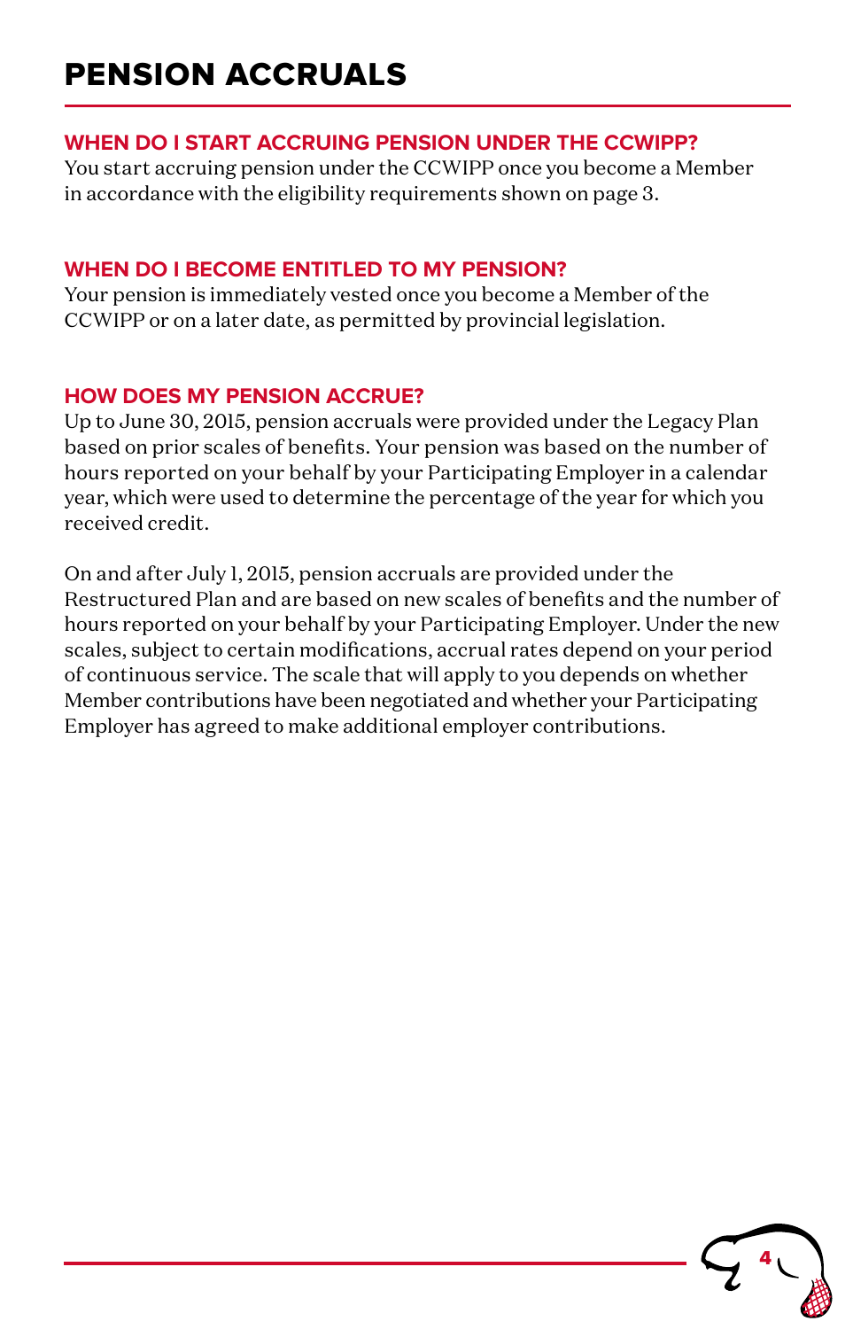# PENSION ACCRUALS

## WHEN DO I START ACCRUING PENSION UNDER THE CCWIPP?

You start accruing pension under the CCWIPP once you become a Member in accordance with the eligibility requirements shown on page 3.

## WHEN DO I BECOME ENTITLED TO MY PENSION?

Your pension is immediately vested once you become a Member of the CCWIPP or on a later date, as permitted by provincial legislation.

## HOW DOES MY PENSION ACCRUE?

Up to June 30, 2015, pension accruals were provided under the Legacy Plan based on prior scales of benefits. Your pension was based on the number of hours reported on your behalf by your Participating Employer in a calendar year, which were used to determine the percentage of the year for which you received credit.

On and after July 1, 2015, pension accruals are provided under the Restructured Plan and are based on new scales of benefits and the number of hours reported on your behalf by your Participating Employer. Under the new scales, subject to certain modifications, accrual rates depend on your period of continuous service. The scale that will apply to you depends on whether Member contributions have been negotiated and whether your Participating Employer has agreed to make additional employer contributions.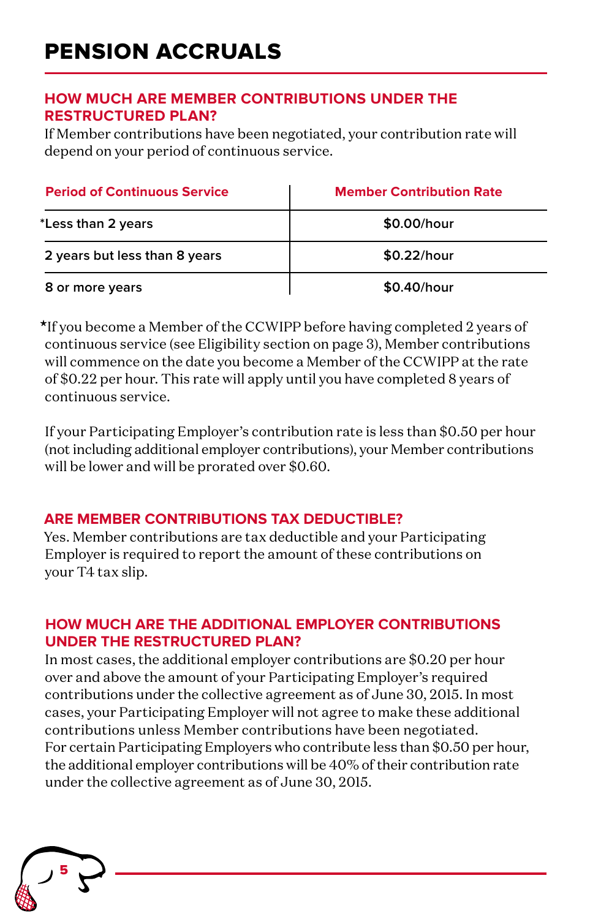# PENSION ACCRUALS

## HOW MUCH ARE MEMBER CONTRIBUTIONS UNDER THE RESTRUCTURED PLAN?

If Member contributions have been negotiated, your contribution rate will depend on your period of continuous service.

| Period of Continuous Service | Member Contribution Rate |
|---|---|
| *Less than 2 years | $0.00/hour |
| 2 years but less than 8 years | $0.22/hour |
| 8 or more years | $0.40/hour |

*If you become a Member of the CCWIPP before having completed 2 years of continuous service (see Eligibility section on page 3), Member contributions will commence on the date you become a Member of the CCWIPP at the rate of $0.22 per hour. This rate will apply until you have completed 8 years of continuous service.

If your Participating Employer's contribution rate is less than $0.50 per hour (not including additional employer contributions), your Member contributions will be lower and will be prorated over $0.60.

## ARE MEMBER CONTRIBUTIONS TAX DEDUCTIBLE?

Yes. Member contributions are tax deductible and your Participating Employer is required to report the amount of these contributions on your T4 tax slip.

## HOW MUCH ARE THE ADDITIONAL EMPLOYER CONTRIBUTIONS UNDER THE RESTRUCTURED PLAN?

In most cases, the additional employer contributions are $0.20 per hour over and above the amount of your Participating Employer's required contributions under the collective agreement as of June 30, 2015. In most cases, your Participating Employer will not agree to make these additional contributions unless Member contributions have been negotiated. For certain Participating Employers who contribute less than $0.50 per hour, the additional employer contributions will be 40% of their contribution rate under the collective agreement as of June 30, 2015.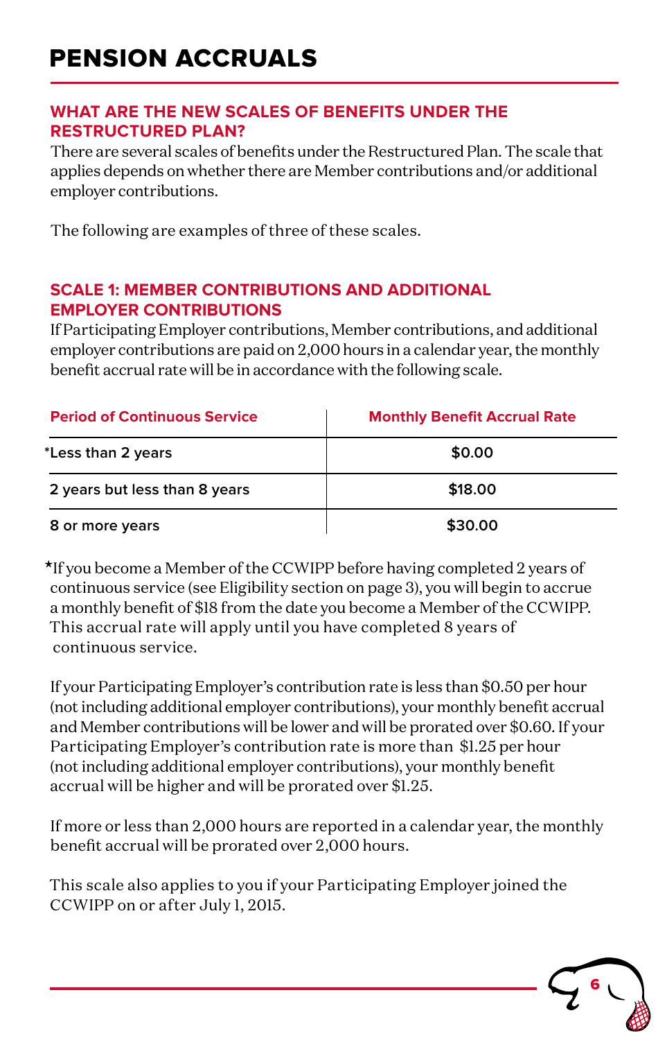# PENSION ACCRUALS

## WHAT ARE THE NEW SCALES OF BENEFITS UNDER THE RESTRUCTURED PLAN?

There are several scales of benefits under the Restructured Plan. The scale that applies depends on whether there are Member contributions and/or additional employer contributions.

The following are examples of three of these scales.

## SCALE 1: MEMBER CONTRIBUTIONS AND ADDITIONAL EMPLOYER CONTRIBUTIONS

If Participating Employer contributions, Member contributions, and additional employer contributions are paid on 2,000 hours in a calendar year, the monthly benefit accrual rate will be in accordance with the following scale.

| Period of Continuous Service | Monthly Benefit Accrual Rate |
|---|---|
| *Less than 2 years | $0.00 |
| 2 years but less than 8 years | $18.00 |
| 8 or more years | $30.00 |

*If you become a Member of the CCWIPP before having completed 2 years of continuous service (see Eligibility section on page 3), you will begin to accrue a monthly benefit of $18 from the date you become a Member of the CCWIPP. This accrual rate will apply until you have completed 8 years of continuous service.

If your Participating Employer's contribution rate is less than $0.50 per hour (not including additional employer contributions), your monthly benefit accrual and Member contributions will be lower and will be prorated over $0.60. If your Participating Employer's contribution rate is more than $1.25 per hour (not including additional employer contributions), your monthly benefit accrual will be higher and will be prorated over $1.25.

If more or less than 2,000 hours are reported in a calendar year, the monthly benefit accrual will be prorated over 2,000 hours.

This scale also applies to you if your Participating Employer joined the CCWIPP on or after July 1, 2015.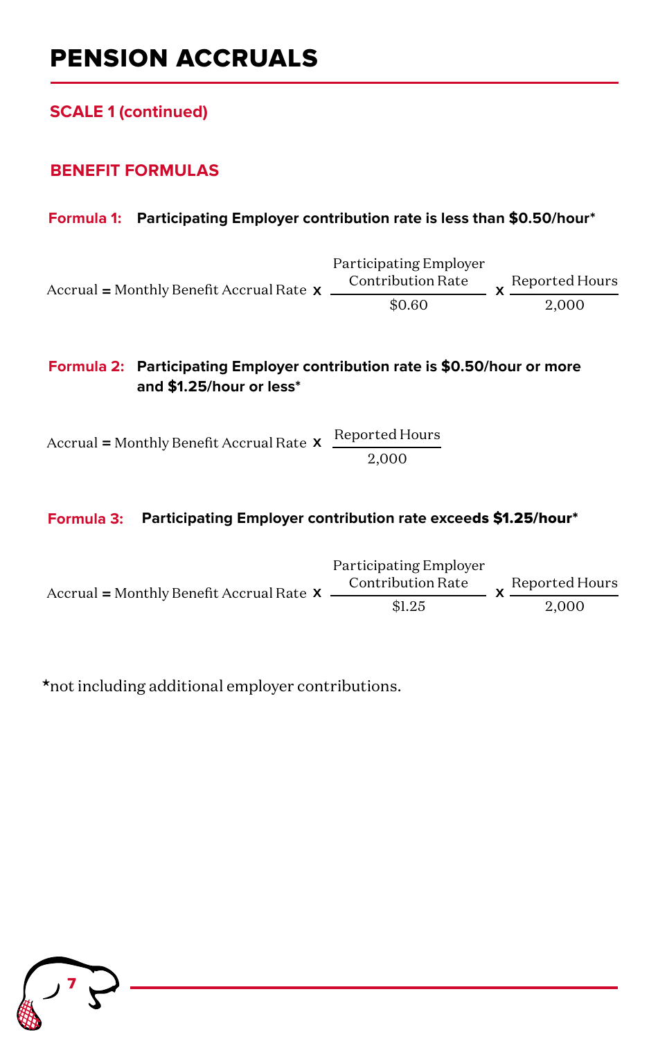# PENSION ACCRUALS

## SCALE 1 (continued)

### BENEFIT FORMULAS

**Formula 1: Participating Employer contribution rate is less than $0.50/hour***

$$\text{Accrual} = \text{Monthly Benefit Accrual Rate} \times \frac{\text{Participating Employer Contribution Rate}}{\$0.60} \times \frac{\text{Reported Hours}}{2{,}000}$$

**Formula 2: Participating Employer contribution rate is $0.50/hour or more and $1.25/hour or less***

$$\text{Accrual} = \text{Monthly Benefit Accrual Rate} \times \frac{\text{Reported Hours}}{2{,}000}$$

**Formula 3: Participating Employer contribution rate exceeds $1.25/hour***

$$\text{Accrual} = \text{Monthly Benefit Accrual Rate} \times \frac{\text{Participating Employer Contribution Rate}}{\$1.25} \times \frac{\text{Reported Hours}}{2{,}000}$$

*not including additional employer contributions.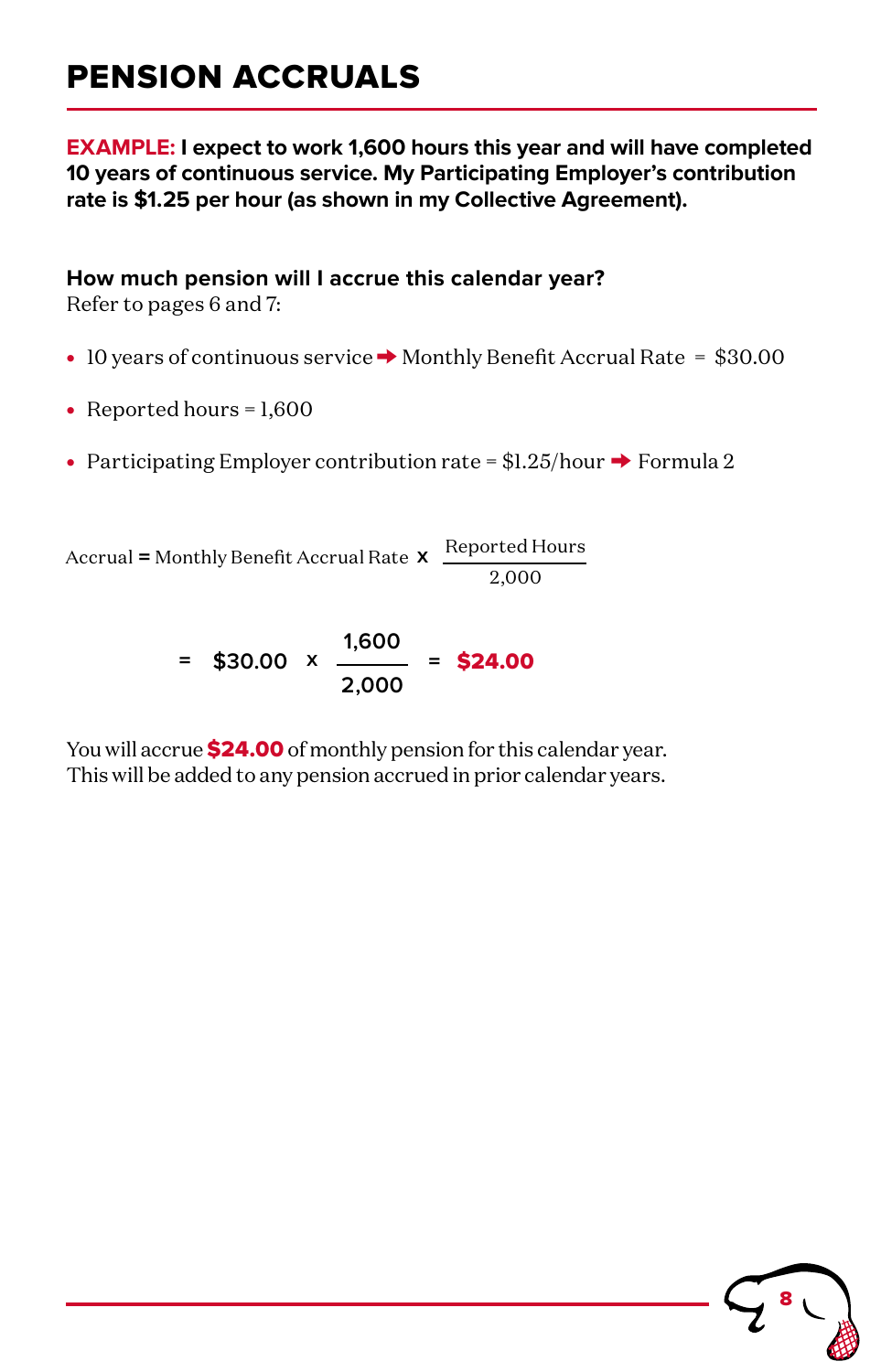# PENSION ACCRUALS

**EXAMPLE: I expect to work 1,600 hours this year and will have completed 10 years of continuous service. My Participating Employer's contribution rate is $1.25 per hour (as shown in my Collective Agreement).**

**How much pension will I accrue this calendar year?**
Refer to pages 6 and 7:

- 10 years of continuous service ➡ Monthly Benefit Accrual Rate = $30.00
- Reported hours = 1,600
- Participating Employer contribution rate = $1.25/hour ➡ Formula 2

$$\text{Accrual} = \text{Monthly Benefit Accrual Rate} \times \frac{\text{Reported Hours}}{2{,}000}$$

$$= \$30.00 \times \frac{1{,}600}{2{,}000} = \mathbf{\$24.00}$$

You will accrue **$24.00** of monthly pension for this calendar year. This will be added to any pension accrued in prior calendar years.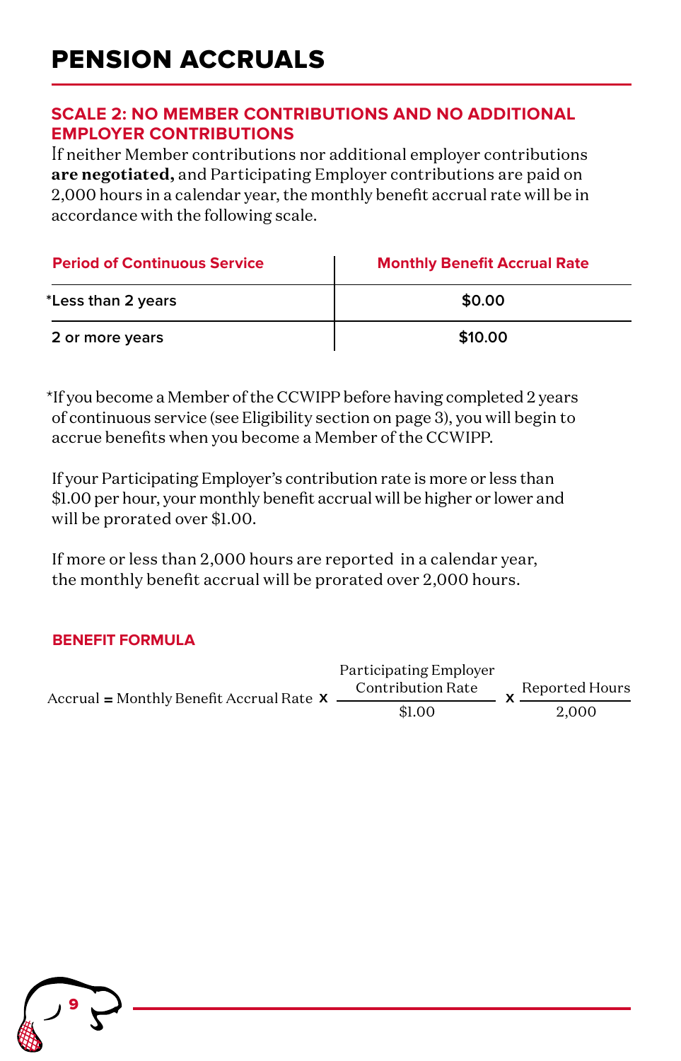# PENSION ACCRUALS

## SCALE 2: NO MEMBER CONTRIBUTIONS AND NO ADDITIONAL EMPLOYER CONTRIBUTIONS

If neither Member contributions nor additional employer contributions **are negotiated,** and Participating Employer contributions are paid on 2,000 hours in a calendar year, the monthly benefit accrual rate will be in accordance with the following scale.

| Period of Continuous Service | Monthly Benefit Accrual Rate |
| --- | --- |
| *Less than 2 years | $0.00 |
| 2 or more years | $10.00 |

*If you become a Member of the CCWIPP before having completed 2 years of continuous service (see Eligibility section on page 3), you will begin to accrue benefits when you become a Member of the CCWIPP.

If your Participating Employer's contribution rate is more or less than $1.00 per hour, your monthly benefit accrual will be higher or lower and will be prorated over $1.00.

If more or less than 2,000 hours are reported in a calendar year, the monthly benefit accrual will be prorated over 2,000 hours.

### BENEFIT FORMULA

$$\text{Accrual} = \text{Monthly Benefit Accrual Rate} \times \frac{\text{Participating Employer Contribution Rate}}{\$1.00} \times \frac{\text{Reported Hours}}{2{,}000}$$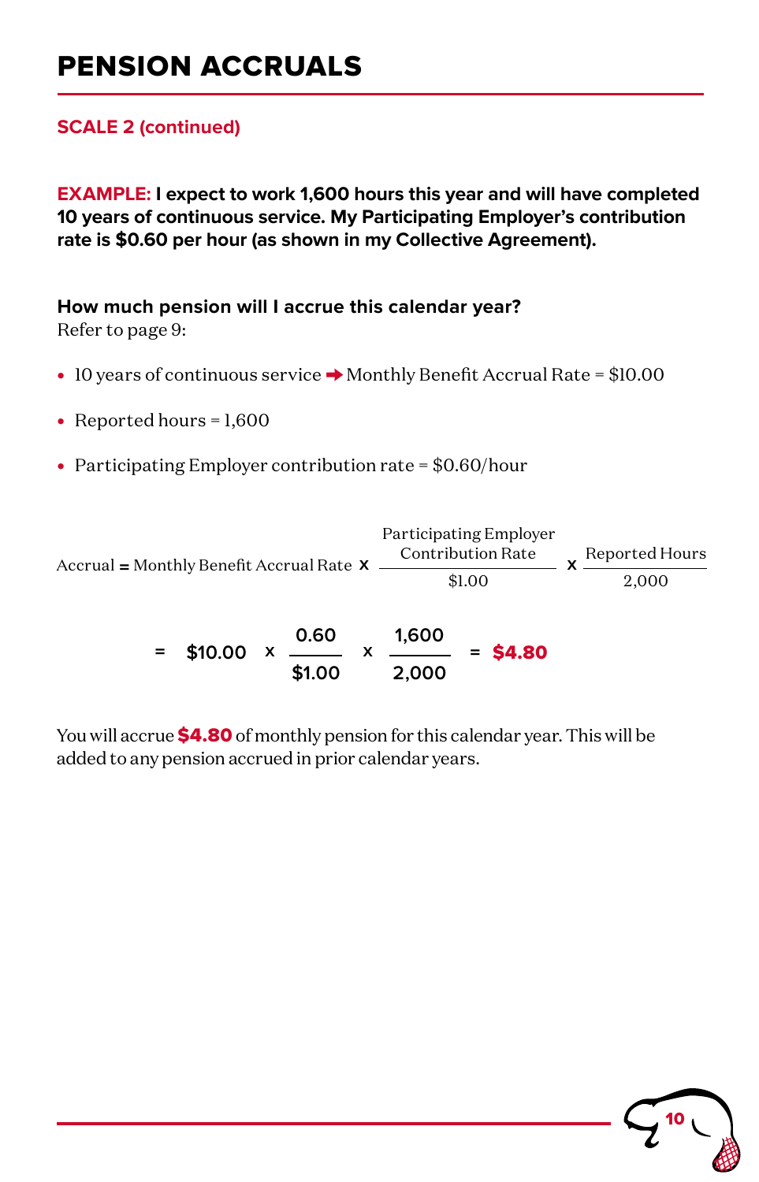# PENSION ACCRUALS

## SCALE 2 (continued)

**EXAMPLE: I expect to work 1,600 hours this year and will have completed 10 years of continuous service. My Participating Employer's contribution rate is $0.60 per hour (as shown in my Collective Agreement).**

**How much pension will I accrue this calendar year?**
Refer to page 9:

- 10 years of continuous service ➡ Monthly Benefit Accrual Rate = $10.00
- Reported hours = 1,600
- Participating Employer contribution rate = $0.60/hour

$$\text{Accrual} = \text{Monthly Benefit Accrual Rate} \times \frac{\text{Participating Employer Contribution Rate}}{\$1.00} \times \frac{\text{Reported Hours}}{2{,}000}$$

$$= \$10.00 \times \frac{0.60}{\$1.00} \times \frac{1{,}600}{2{,}000} = \mathbf{\$4.80}$$

You will accrue **$4.80** of monthly pension for this calendar year. This will be added to any pension accrued in prior calendar years.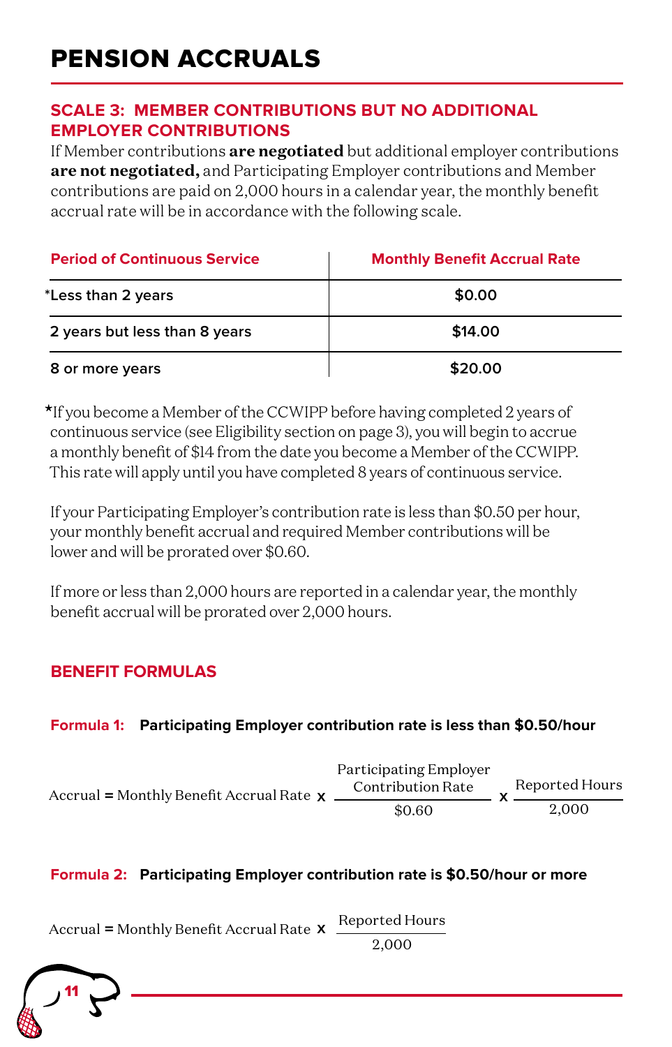# PENSION ACCRUALS

## SCALE 3: MEMBER CONTRIBUTIONS BUT NO ADDITIONAL EMPLOYER CONTRIBUTIONS

If Member contributions **are negotiated** but additional employer contributions **are not negotiated,** and Participating Employer contributions and Member contributions are paid on 2,000 hours in a calendar year, the monthly benefit accrual rate will be in accordance with the following scale.

| Period of Continuous Service | Monthly Benefit Accrual Rate |
|---|---|
| *Less than 2 years | $0.00 |
| 2 years but less than 8 years | $14.00 |
| 8 or more years | $20.00 |

*If you become a Member of the CCWIPP before having completed 2 years of continuous service (see Eligibility section on page 3), you will begin to accrue a monthly benefit of $14 from the date you become a Member of the CCWIPP. This rate will apply until you have completed 8 years of continuous service.

If your Participating Employer's contribution rate is less than $0.50 per hour, your monthly benefit accrual and required Member contributions will be lower and will be prorated over $0.60.

If more or less than 2,000 hours are reported in a calendar year, the monthly benefit accrual will be prorated over 2,000 hours.

## BENEFIT FORMULAS

**Formula 1: Participating Employer contribution rate is less than $0.50/hour**

$$\text{Accrual} = \text{Monthly Benefit Accrual Rate} \times \frac{\text{Participating Employer Contribution Rate}}{\$0.60} \times \frac{\text{Reported Hours}}{2{,}000}$$

**Formula 2: Participating Employer contribution rate is $0.50/hour or more**

$$\text{Accrual} = \text{Monthly Benefit Accrual Rate} \times \frac{\text{Reported Hours}}{2{,}000}$$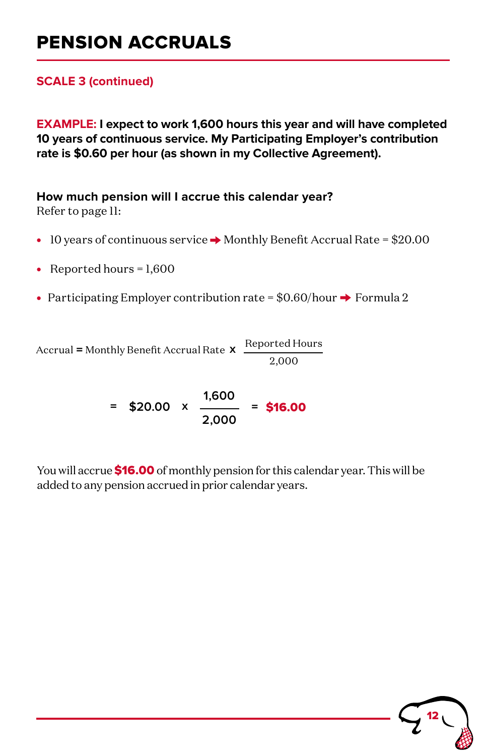# PENSION ACCRUALS

## SCALE 3 (continued)

**EXAMPLE: I expect to work 1,600 hours this year and will have completed 10 years of continuous service. My Participating Employer's contribution rate is $0.60 per hour (as shown in my Collective Agreement).**

**How much pension will I accrue this calendar year?**
Refer to page 11:

- 10 years of continuous service ➡ Monthly Benefit Accrual Rate = $20.00
- Reported hours = 1,600
- Participating Employer contribution rate = $0.60/hour ➡ Formula 2

$$\text{Accrual} = \text{Monthly Benefit Accrual Rate} \times \frac{\text{Reported Hours}}{2{,}000}$$

$$= \$20.00 \times \frac{1{,}600}{2{,}000} = \$16.00$$

You will accrue **$16.00** of monthly pension for this calendar year. This will be added to any pension accrued in prior calendar years.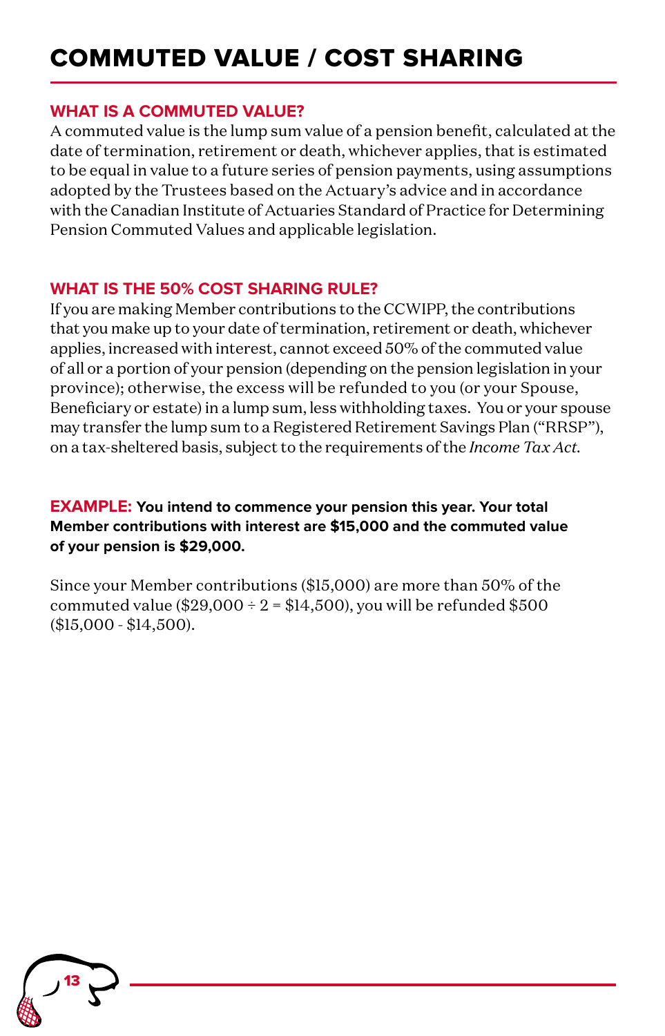# COMMUTED VALUE / COST SHARING

## WHAT IS A COMMUTED VALUE?

A commuted value is the lump sum value of a pension benefit, calculated at the date of termination, retirement or death, whichever applies, that is estimated to be equal in value to a future series of pension payments, using assumptions adopted by the Trustees based on the Actuary's advice and in accordance with the Canadian Institute of Actuaries Standard of Practice for Determining Pension Commuted Values and applicable legislation.

## WHAT IS THE 50% COST SHARING RULE?

If you are making Member contributions to the CCWIPP, the contributions that you make up to your date of termination, retirement or death, whichever applies, increased with interest, cannot exceed 50% of the commuted value of all or a portion of your pension (depending on the pension legislation in your province); otherwise, the excess will be refunded to you (or your Spouse, Beneficiary or estate) in a lump sum, less withholding taxes. You or your spouse may transfer the lump sum to a Registered Retirement Savings Plan ("RRSP"), on a tax-sheltered basis, subject to the requirements of the *Income Tax Act*.

**EXAMPLE: You intend to commence your pension this year. Your total Member contributions with interest are $15,000 and the commuted value of your pension is $29,000.**

Since your Member contributions ($15,000) are more than 50% of the commuted value ($29,000 ÷ 2 = $14,500), you will be refunded $500 ($15,000 - $14,500).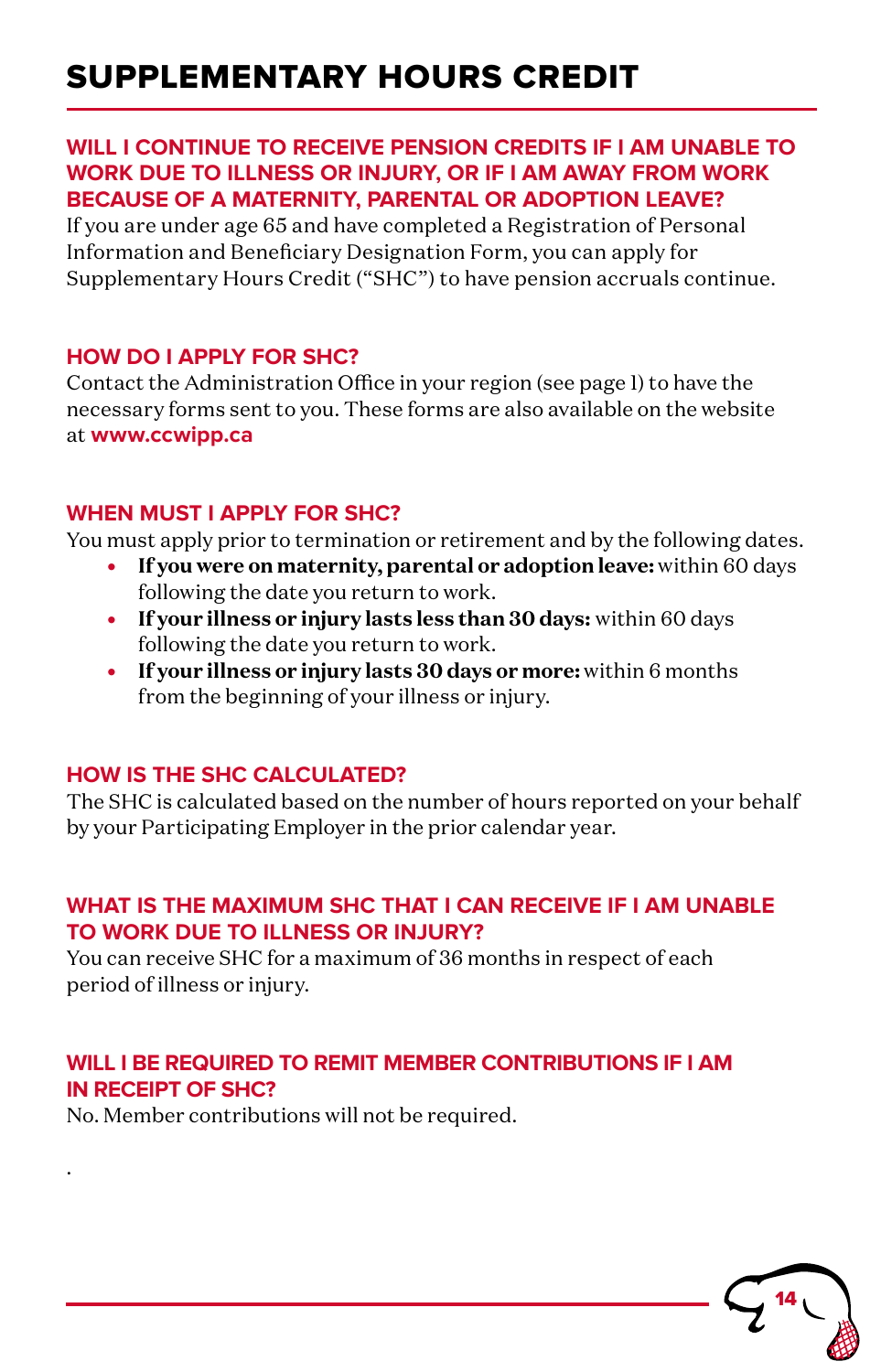# SUPPLEMENTARY HOURS CREDIT

## WILL I CONTINUE TO RECEIVE PENSION CREDITS IF I AM UNABLE TO WORK DUE TO ILLNESS OR INJURY, OR IF I AM AWAY FROM WORK BECAUSE OF A MATERNITY, PARENTAL OR ADOPTION LEAVE?

If you are under age 65 and have completed a Registration of Personal Information and Beneficiary Designation Form, you can apply for Supplementary Hours Credit ("SHC") to have pension accruals continue.

## HOW DO I APPLY FOR SHC?

Contact the Administration Office in your region (see page 1) to have the necessary forms sent to you. These forms are also available on the website at **www.ccwipp.ca**

## WHEN MUST I APPLY FOR SHC?

You must apply prior to termination or retirement and by the following dates.

- **If you were on maternity, parental or adoption leave:** within 60 days following the date you return to work.
- **If your illness or injury lasts less than 30 days:** within 60 days following the date you return to work.
- **If your illness or injury lasts 30 days or more:** within 6 months from the beginning of your illness or injury.

## HOW IS THE SHC CALCULATED?

The SHC is calculated based on the number of hours reported on your behalf by your Participating Employer in the prior calendar year.

## WHAT IS THE MAXIMUM SHC THAT I CAN RECEIVE IF I AM UNABLE TO WORK DUE TO ILLNESS OR INJURY?

You can receive SHC for a maximum of 36 months in respect of each period of illness or injury.

## WILL I BE REQUIRED TO REMIT MEMBER CONTRIBUTIONS IF I AM IN RECEIPT OF SHC?

No. Member contributions will not be required.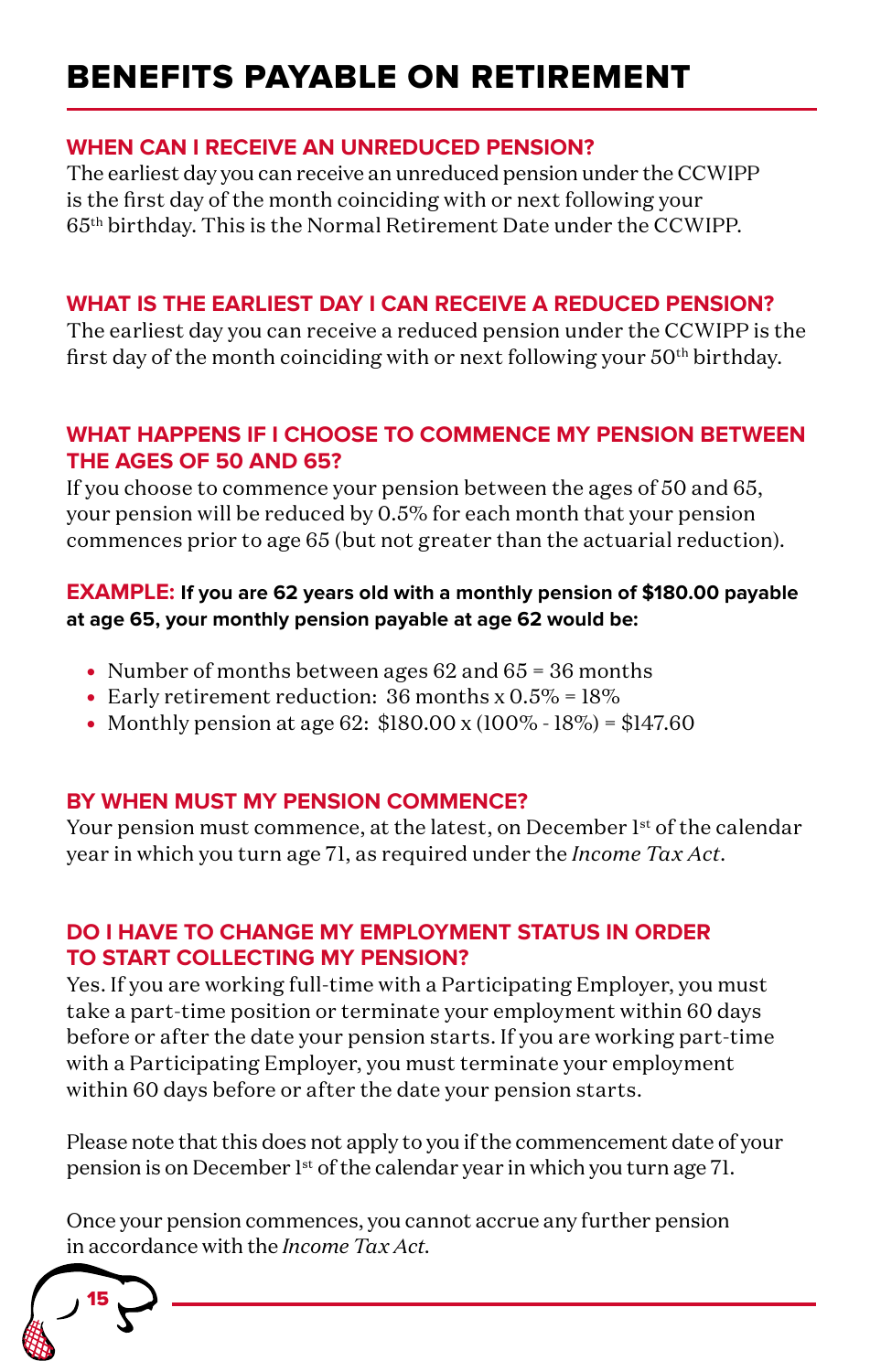# BENEFITS PAYABLE ON RETIREMENT

## WHEN CAN I RECEIVE AN UNREDUCED PENSION?

The earliest day you can receive an unreduced pension under the CCWIPP is the first day of the month coinciding with or next following your 65th birthday. This is the Normal Retirement Date under the CCWIPP.

## WHAT IS THE EARLIEST DAY I CAN RECEIVE A REDUCED PENSION?

The earliest day you can receive a reduced pension under the CCWIPP is the first day of the month coinciding with or next following your 50th birthday.

## WHAT HAPPENS IF I CHOOSE TO COMMENCE MY PENSION BETWEEN THE AGES OF 50 AND 65?

If you choose to commence your pension between the ages of 50 and 65, your pension will be reduced by 0.5% for each month that your pension commences prior to age 65 (but not greater than the actuarial reduction).

**EXAMPLE: If you are 62 years old with a monthly pension of $180.00 payable at age 65, your monthly pension payable at age 62 would be:**

- Number of months between ages 62 and 65 = 36 months
- Early retirement reduction: 36 months x 0.5% = 18%
- Monthly pension at age 62: $180.00 x (100% - 18%) = $147.60

## BY WHEN MUST MY PENSION COMMENCE?

Your pension must commence, at the latest, on December 1st of the calendar year in which you turn age 71, as required under the *Income Tax Act*.

## DO I HAVE TO CHANGE MY EMPLOYMENT STATUS IN ORDER TO START COLLECTING MY PENSION?

Yes. If you are working full-time with a Participating Employer, you must take a part-time position or terminate your employment within 60 days before or after the date your pension starts. If you are working part-time with a Participating Employer, you must terminate your employment within 60 days before or after the date your pension starts.

Please note that this does not apply to you if the commencement date of your pension is on December 1st of the calendar year in which you turn age 71.

Once your pension commences, you cannot accrue any further pension in accordance with the *Income Tax Act*.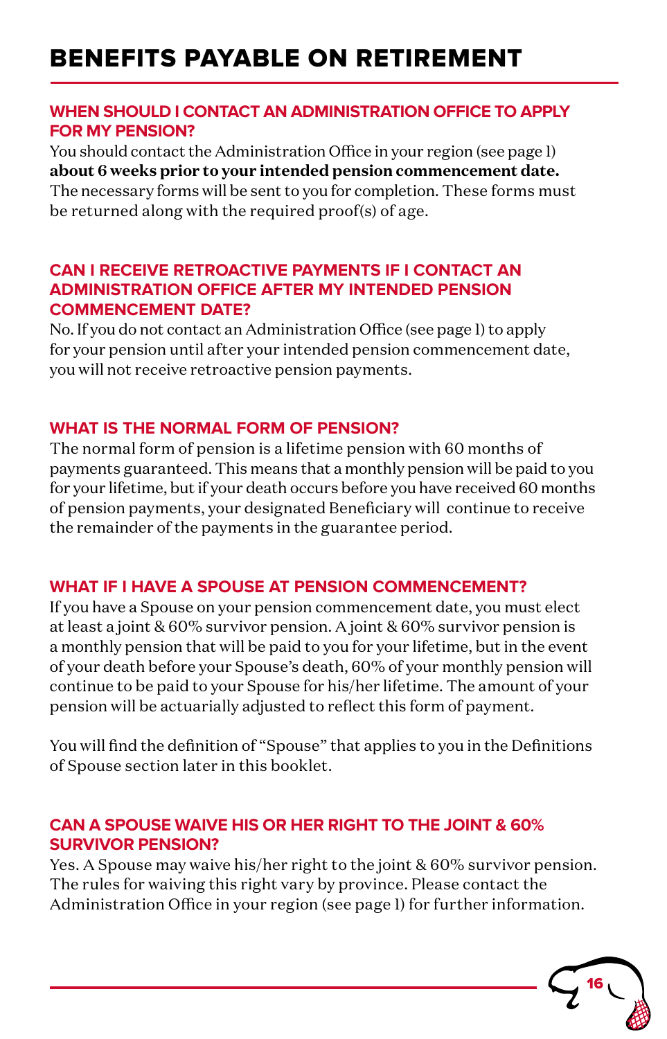# BENEFITS PAYABLE ON RETIREMENT

### WHEN SHOULD I CONTACT AN ADMINISTRATION OFFICE TO APPLY FOR MY PENSION?

You should contact the Administration Office in your region (see page 1) **about 6 weeks prior to your intended pension commencement date.** The necessary forms will be sent to you for completion. These forms must be returned along with the required proof(s) of age.

### CAN I RECEIVE RETROACTIVE PAYMENTS IF I CONTACT AN ADMINISTRATION OFFICE AFTER MY INTENDED PENSION COMMENCEMENT DATE?

No. If you do not contact an Administration Office (see page 1) to apply for your pension until after your intended pension commencement date, you will not receive retroactive pension payments.

### WHAT IS THE NORMAL FORM OF PENSION?

The normal form of pension is a lifetime pension with 60 months of payments guaranteed. This means that a monthly pension will be paid to you for your lifetime, but if your death occurs before you have received 60 months of pension payments, your designated Beneficiary will continue to receive the remainder of the payments in the guarantee period.

### WHAT IF I HAVE A SPOUSE AT PENSION COMMENCEMENT?

If you have a Spouse on your pension commencement date, you must elect at least a joint & 60% survivor pension. A joint & 60% survivor pension is a monthly pension that will be paid to you for your lifetime, but in the event of your death before your Spouse's death, 60% of your monthly pension will continue to be paid to your Spouse for his/her lifetime. The amount of your pension will be actuarially adjusted to reflect this form of payment.

You will find the definition of "Spouse" that applies to you in the Definitions of Spouse section later in this booklet.

### CAN A SPOUSE WAIVE HIS OR HER RIGHT TO THE JOINT & 60% SURVIVOR PENSION?

Yes. A Spouse may waive his/her right to the joint & 60% survivor pension. The rules for waiving this right vary by province. Please contact the Administration Office in your region (see page 1) for further information.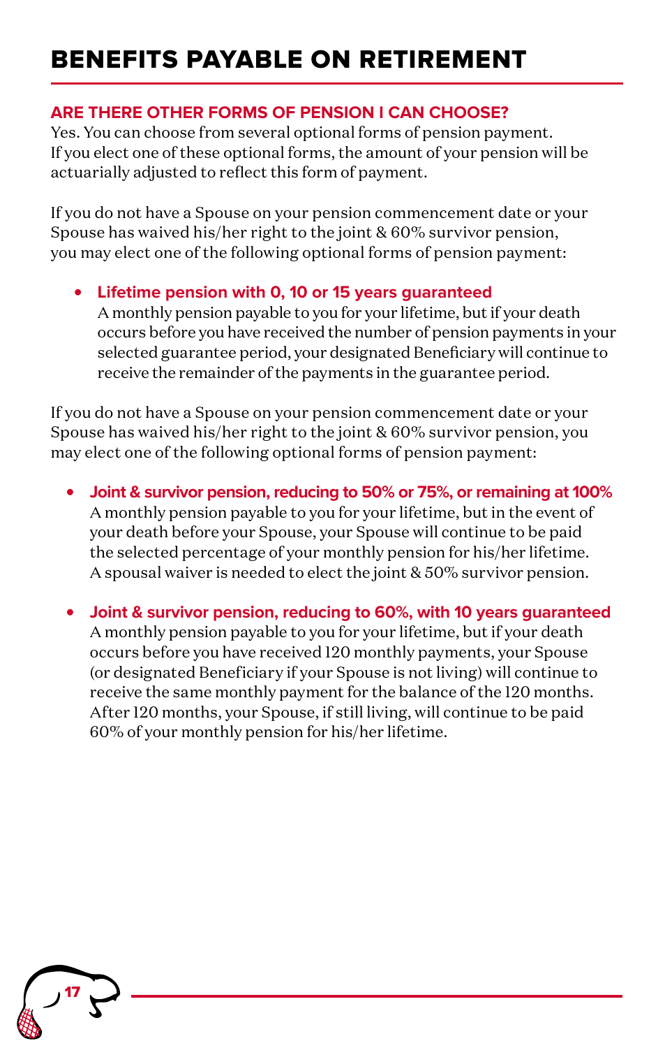# BENEFITS PAYABLE ON RETIREMENT

## ARE THERE OTHER FORMS OF PENSION I CAN CHOOSE?

Yes. You can choose from several optional forms of pension payment. If you elect one of these optional forms, the amount of your pension will be actuarially adjusted to reflect this form of payment.

If you do not have a Spouse on your pension commencement date or your Spouse has waived his/her right to the joint & 60% survivor pension, you may elect one of the following optional forms of pension payment:

- **Lifetime pension with 0, 10 or 15 years guaranteed**
  A monthly pension payable to you for your lifetime, but if your death occurs before you have received the number of pension payments in your selected guarantee period, your designated Beneficiary will continue to receive the remainder of the payments in the guarantee period.

If you do not have a Spouse on your pension commencement date or your Spouse has waived his/her right to the joint & 60% survivor pension, you may elect one of the following optional forms of pension payment:

- **Joint & survivor pension, reducing to 50% or 75%, or remaining at 100%**
  A monthly pension payable to you for your lifetime, but in the event of your death before your Spouse, your Spouse will continue to be paid the selected percentage of your monthly pension for his/her lifetime. A spousal waiver is needed to elect the joint & 50% survivor pension.

- **Joint & survivor pension, reducing to 60%, with 10 years guaranteed**
  A monthly pension payable to you for your lifetime, but if your death occurs before you have received 120 monthly payments, your Spouse (or designated Beneficiary if your Spouse is not living) will continue to receive the same monthly payment for the balance of the 120 months. After 120 months, your Spouse, if still living, will continue to be paid 60% of your monthly pension for his/her lifetime.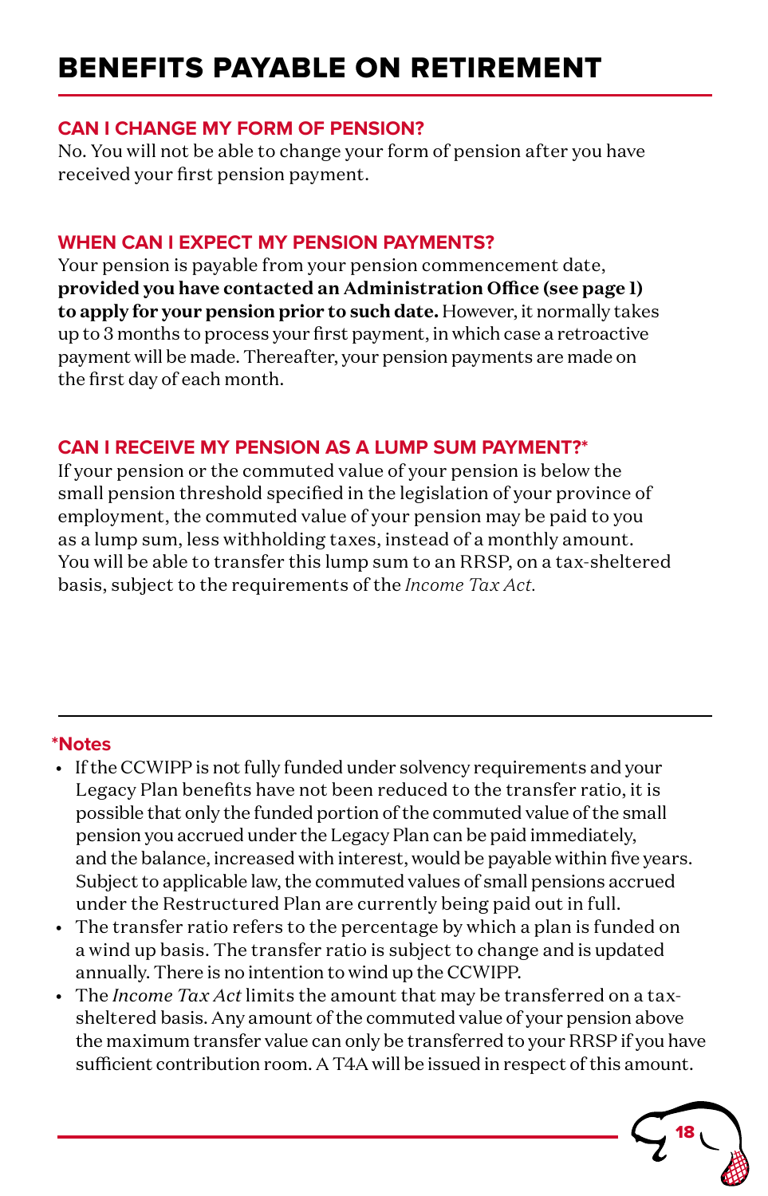# BENEFITS PAYABLE ON RETIREMENT

## CAN I CHANGE MY FORM OF PENSION?

No. You will not be able to change your form of pension after you have received your first pension payment.

## WHEN CAN I EXPECT MY PENSION PAYMENTS?

Your pension is payable from your pension commencement date, **provided you have contacted an Administration Office (see page 1) to apply for your pension prior to such date.** However, it normally takes up to 3 months to process your first payment, in which case a retroactive payment will be made. Thereafter, your pension payments are made on the first day of each month.

## CAN I RECEIVE MY PENSION AS A LUMP SUM PAYMENT?*

If your pension or the commuted value of your pension is below the small pension threshold specified in the legislation of your province of employment, the commuted value of your pension may be paid to you as a lump sum, less withholding taxes, instead of a monthly amount. You will be able to transfer this lump sum to an RRSP, on a tax-sheltered basis, subject to the requirements of the *Income Tax Act.*

---

**\*Notes**

- If the CCWIPP is not fully funded under solvency requirements and your Legacy Plan benefits have not been reduced to the transfer ratio, it is possible that only the funded portion of the commuted value of the small pension you accrued under the Legacy Plan can be paid immediately, and the balance, increased with interest, would be payable within five years. Subject to applicable law, the commuted values of small pensions accrued under the Restructured Plan are currently being paid out in full.
- The transfer ratio refers to the percentage by which a plan is funded on a wind up basis. The transfer ratio is subject to change and is updated annually. There is no intention to wind up the CCWIPP.
- The *Income Tax Act* limits the amount that may be transferred on a tax-sheltered basis. Any amount of the commuted value of your pension above the maximum transfer value can only be transferred to your RRSP if you have sufficient contribution room. A T4A will be issued in respect of this amount.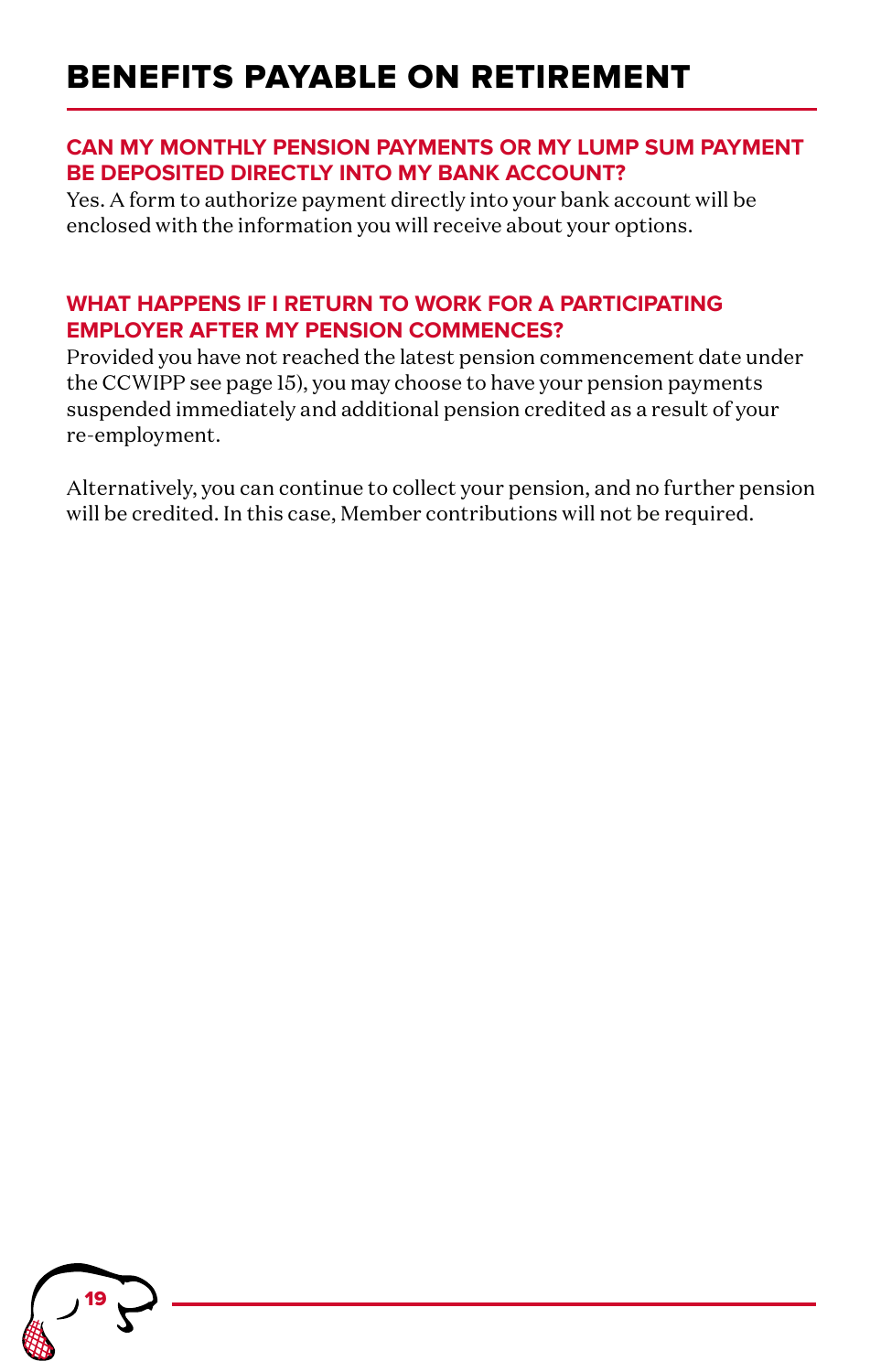# BENEFITS PAYABLE ON RETIREMENT

### CAN MY MONTHLY PENSION PAYMENTS OR MY LUMP SUM PAYMENT BE DEPOSITED DIRECTLY INTO MY BANK ACCOUNT?

Yes. A form to authorize payment directly into your bank account will be enclosed with the information you will receive about your options.

### WHAT HAPPENS IF I RETURN TO WORK FOR A PARTICIPATING EMPLOYER AFTER MY PENSION COMMENCES?

Provided you have not reached the latest pension commencement date under the CCWIPP see page 15), you may choose to have your pension payments suspended immediately and additional pension credited as a result of your re-employment.

Alternatively, you can continue to collect your pension, and no further pension will be credited. In this case, Member contributions will not be required.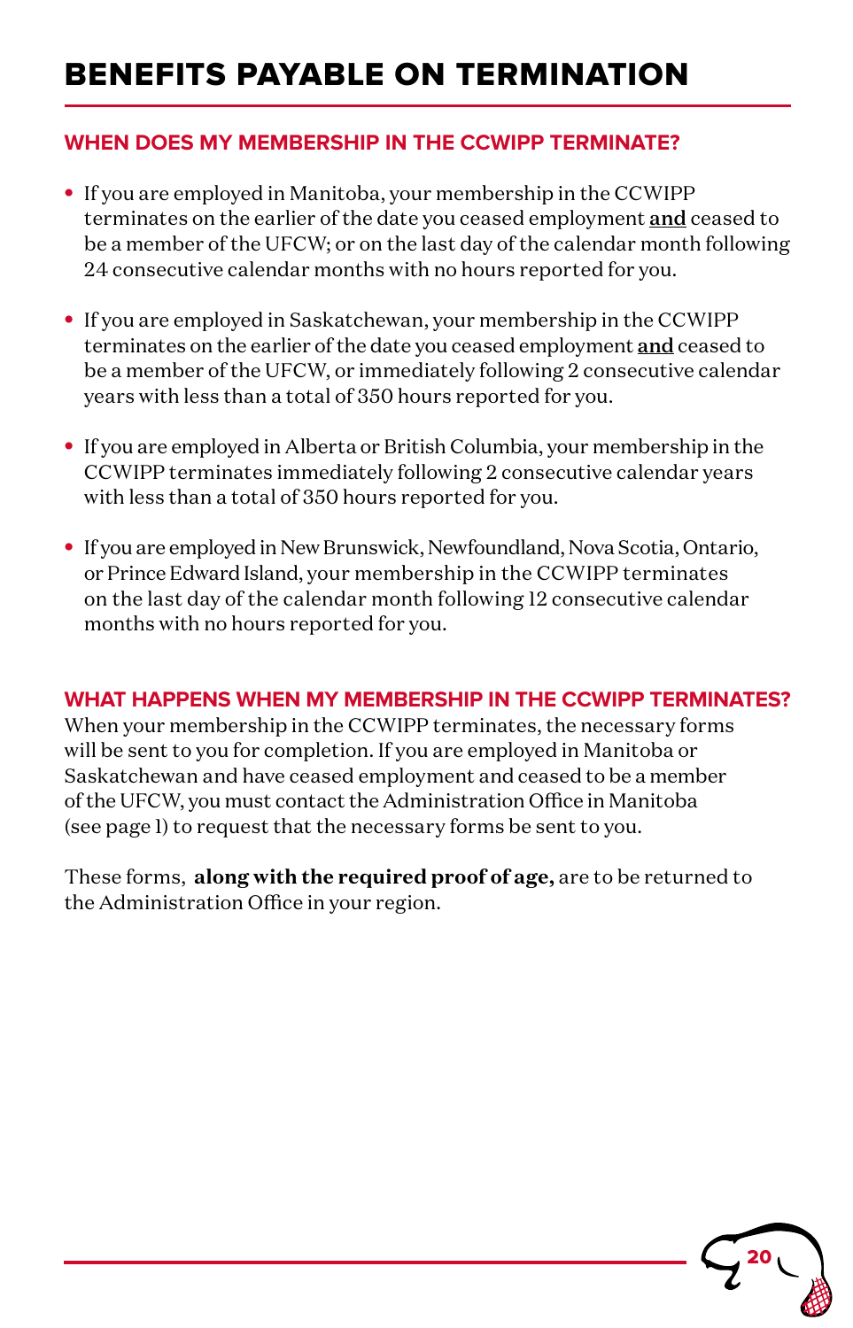# BENEFITS PAYABLE ON TERMINATION

## WHEN DOES MY MEMBERSHIP IN THE CCWIPP TERMINATE?

- If you are employed in Manitoba, your membership in the CCWIPP terminates on the earlier of the date you ceased employment **and** ceased to be a member of the UFCW; or on the last day of the calendar month following 24 consecutive calendar months with no hours reported for you.
- If you are employed in Saskatchewan, your membership in the CCWIPP terminates on the earlier of the date you ceased employment **and** ceased to be a member of the UFCW, or immediately following 2 consecutive calendar years with less than a total of 350 hours reported for you.
- If you are employed in Alberta or British Columbia, your membership in the CCWIPP terminates immediately following 2 consecutive calendar years with less than a total of 350 hours reported for you.
- If you are employed in New Brunswick, Newfoundland, Nova Scotia, Ontario, or Prince Edward Island, your membership in the CCWIPP terminates on the last day of the calendar month following 12 consecutive calendar months with no hours reported for you.

## WHAT HAPPENS WHEN MY MEMBERSHIP IN THE CCWIPP TERMINATES?

When your membership in the CCWIPP terminates, the necessary forms will be sent to you for completion. If you are employed in Manitoba or Saskatchewan and have ceased employment and ceased to be a member of the UFCW, you must contact the Administration Office in Manitoba (see page 1) to request that the necessary forms be sent to you.

These forms, **along with the required proof of age,** are to be returned to the Administration Office in your region.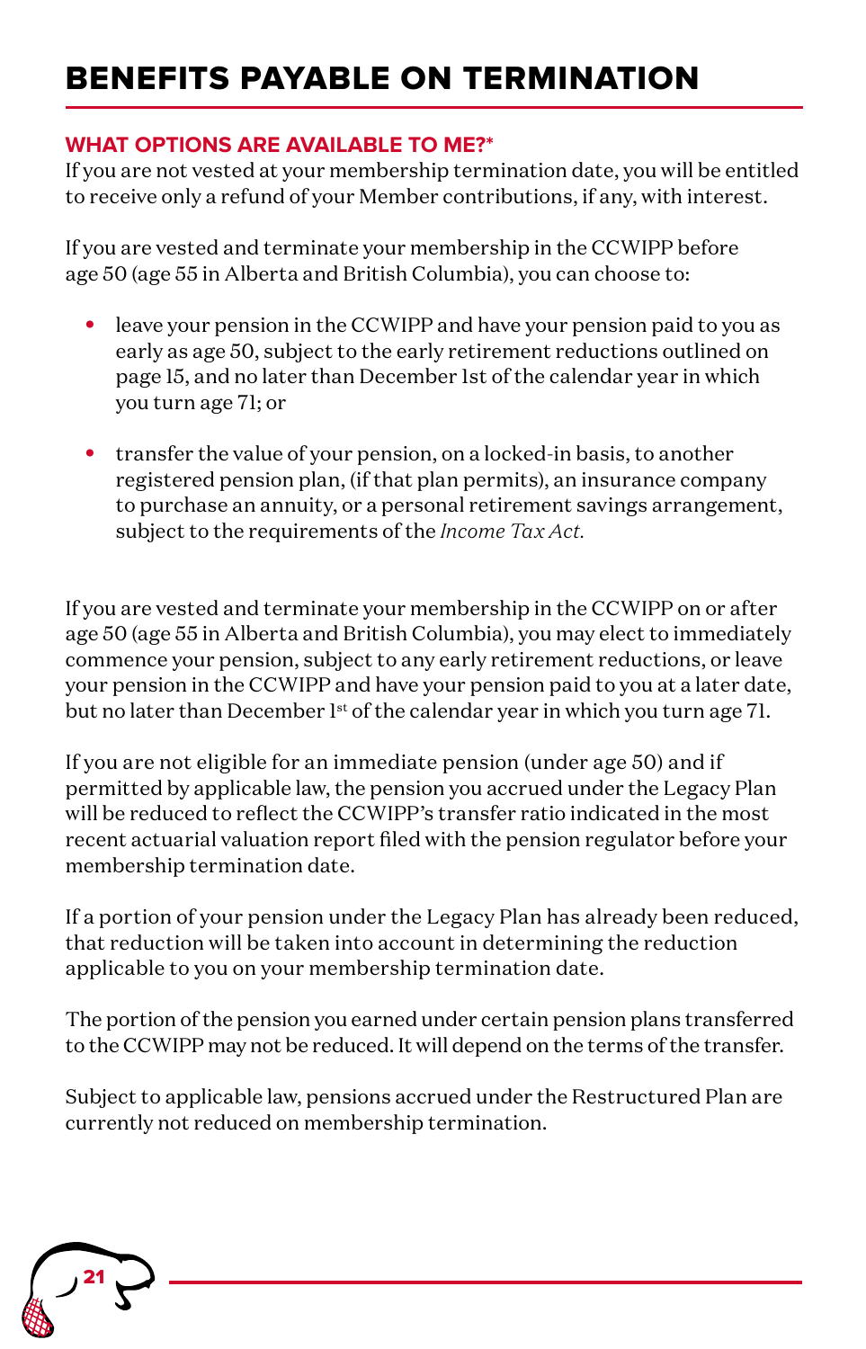# BENEFITS PAYABLE ON TERMINATION

## WHAT OPTIONS ARE AVAILABLE TO ME?*

If you are not vested at your membership termination date, you will be entitled to receive only a refund of your Member contributions, if any, with interest.

If you are vested and terminate your membership in the CCWIPP before age 50 (age 55 in Alberta and British Columbia), you can choose to:

- leave your pension in the CCWIPP and have your pension paid to you as early as age 50, subject to the early retirement reductions outlined on page 15, and no later than December 1st of the calendar year in which you turn age 71; or
- transfer the value of your pension, on a locked-in basis, to another registered pension plan, (if that plan permits), an insurance company to purchase an annuity, or a personal retirement savings arrangement, subject to the requirements of the *Income Tax Act.*

If you are vested and terminate your membership in the CCWIPP on or after age 50 (age 55 in Alberta and British Columbia), you may elect to immediately commence your pension, subject to any early retirement reductions, or leave your pension in the CCWIPP and have your pension paid to you at a later date, but no later than December 1st of the calendar year in which you turn age 71.

If you are not eligible for an immediate pension (under age 50) and if permitted by applicable law, the pension you accrued under the Legacy Plan will be reduced to reflect the CCWIPP's transfer ratio indicated in the most recent actuarial valuation report filed with the pension regulator before your membership termination date.

If a portion of your pension under the Legacy Plan has already been reduced, that reduction will be taken into account in determining the reduction applicable to you on your membership termination date.

The portion of the pension you earned under certain pension plans transferred to the CCWIPP may not be reduced. It will depend on the terms of the transfer.

Subject to applicable law, pensions accrued under the Restructured Plan are currently not reduced on membership termination.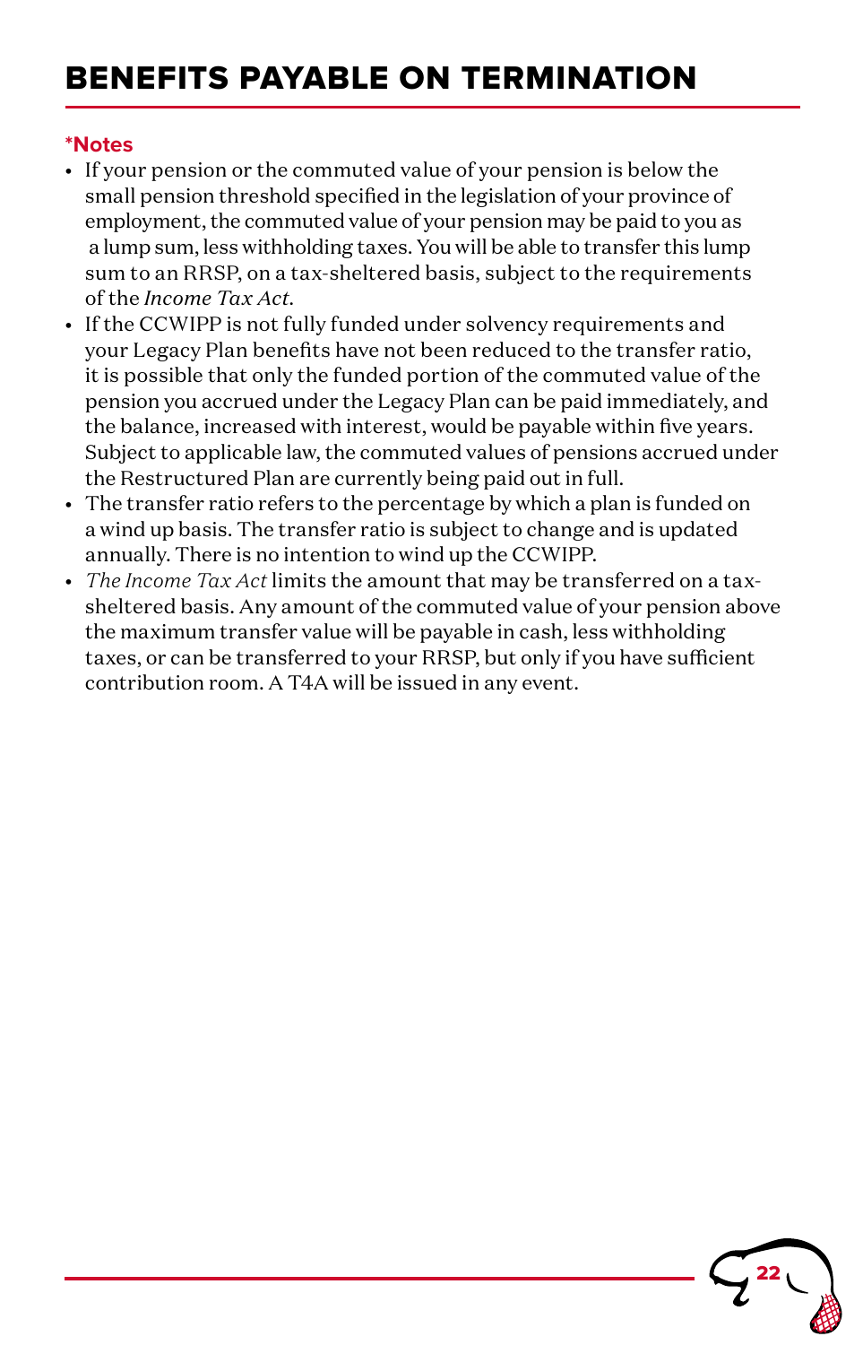# BENEFITS PAYABLE ON TERMINATION

**\*Notes**

- If your pension or the commuted value of your pension is below the small pension threshold specified in the legislation of your province of employment, the commuted value of your pension may be paid to you as a lump sum, less withholding taxes. You will be able to transfer this lump sum to an RRSP, on a tax-sheltered basis, subject to the requirements of the *Income Tax Act*.
- If the CCWIPP is not fully funded under solvency requirements and your Legacy Plan benefits have not been reduced to the transfer ratio, it is possible that only the funded portion of the commuted value of the pension you accrued under the Legacy Plan can be paid immediately, and the balance, increased with interest, would be payable within five years. Subject to applicable law, the commuted values of pensions accrued under the Restructured Plan are currently being paid out in full.
- The transfer ratio refers to the percentage by which a plan is funded on a wind up basis. The transfer ratio is subject to change and is updated annually. There is no intention to wind up the CCWIPP.
- *The Income Tax Act* limits the amount that may be transferred on a tax-sheltered basis. Any amount of the commuted value of your pension above the maximum transfer value will be payable in cash, less withholding taxes, or can be transferred to your RRSP, but only if you have sufficient contribution room. A T4A will be issued in any event.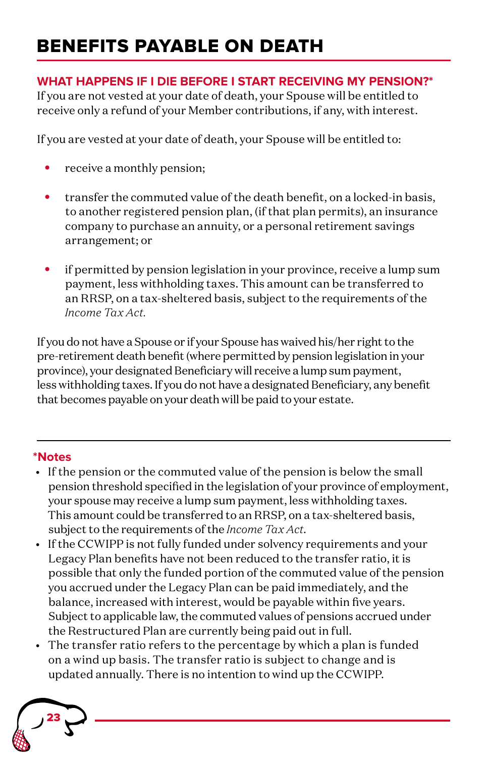# BENEFITS PAYABLE ON DEATH

### WHAT HAPPENS IF I DIE BEFORE I START RECEIVING MY PENSION?*

If you are not vested at your date of death, your Spouse will be entitled to receive only a refund of your Member contributions, if any, with interest.

If you are vested at your date of death, your Spouse will be entitled to:

- receive a monthly pension;
- transfer the commuted value of the death benefit, on a locked-in basis, to another registered pension plan, (if that plan permits), an insurance company to purchase an annuity, or a personal retirement savings arrangement; or
- if permitted by pension legislation in your province, receive a lump sum payment, less withholding taxes. This amount can be transferred to an RRSP, on a tax-sheltered basis, subject to the requirements of the *Income Tax Act*.

If you do not have a Spouse or if your Spouse has waived his/her right to the pre-retirement death benefit (where permitted by pension legislation in your province), your designated Beneficiary will receive a lump sum payment, less withholding taxes. If you do not have a designated Beneficiary, any benefit that becomes payable on your death will be paid to your estate.

---

**\*Notes**

- If the pension or the commuted value of the pension is below the small pension threshold specified in the legislation of your province of employment, your spouse may receive a lump sum payment, less withholding taxes. This amount could be transferred to an RRSP, on a tax-sheltered basis, subject to the requirements of the *Income Tax Act*.
- If the CCWIPP is not fully funded under solvency requirements and your Legacy Plan benefits have not been reduced to the transfer ratio, it is possible that only the funded portion of the commuted value of the pension you accrued under the Legacy Plan can be paid immediately, and the balance, increased with interest, would be payable within five years. Subject to applicable law, the commuted values of pensions accrued under the Restructured Plan are currently being paid out in full.
- The transfer ratio refers to the percentage by which a plan is funded on a wind up basis. The transfer ratio is subject to change and is updated annually. There is no intention to wind up the CCWIPP.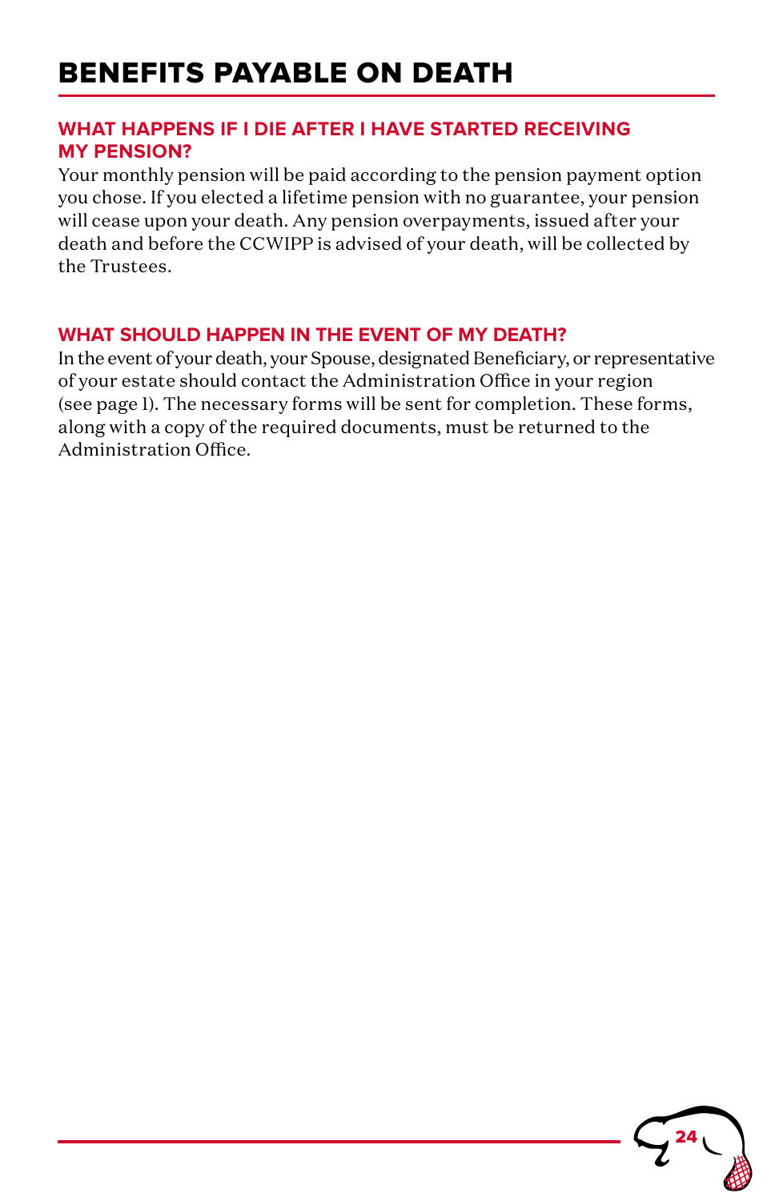# BENEFITS PAYABLE ON DEATH

## WHAT HAPPENS IF I DIE AFTER I HAVE STARTED RECEIVING MY PENSION?

Your monthly pension will be paid according to the pension payment option you chose. If you elected a lifetime pension with no guarantee, your pension will cease upon your death. Any pension overpayments, issued after your death and before the CCWIPP is advised of your death, will be collected by the Trustees.

## WHAT SHOULD HAPPEN IN THE EVENT OF MY DEATH?

In the event of your death, your Spouse, designated Beneficiary, or representative of your estate should contact the Administration Office in your region (see page 1). The necessary forms will be sent for completion. These forms, along with a copy of the required documents, must be returned to the Administration Office.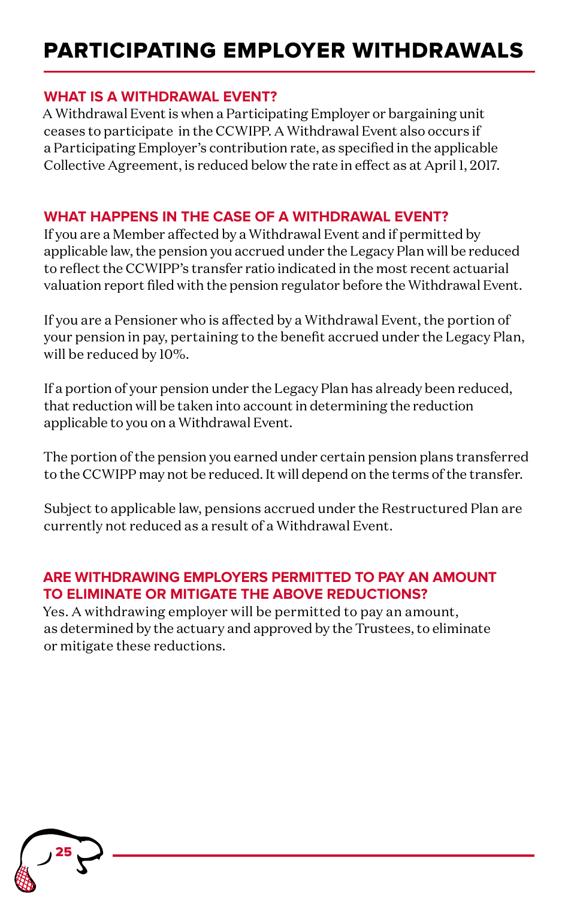# PARTICIPATING EMPLOYER WITHDRAWALS

## WHAT IS A WITHDRAWAL EVENT?

A Withdrawal Event is when a Participating Employer or bargaining unit ceases to participate in the CCWIPP. A Withdrawal Event also occurs if a Participating Employer's contribution rate, as specified in the applicable Collective Agreement, is reduced below the rate in effect as at April 1, 2017.

## WHAT HAPPENS IN THE CASE OF A WITHDRAWAL EVENT?

If you are a Member affected by a Withdrawal Event and if permitted by applicable law, the pension you accrued under the Legacy Plan will be reduced to reflect the CCWIPP's transfer ratio indicated in the most recent actuarial valuation report filed with the pension regulator before the Withdrawal Event.

If you are a Pensioner who is affected by a Withdrawal Event, the portion of your pension in pay, pertaining to the benefit accrued under the Legacy Plan, will be reduced by 10%.

If a portion of your pension under the Legacy Plan has already been reduced, that reduction will be taken into account in determining the reduction applicable to you on a Withdrawal Event.

The portion of the pension you earned under certain pension plans transferred to the CCWIPP may not be reduced. It will depend on the terms of the transfer.

Subject to applicable law, pensions accrued under the Restructured Plan are currently not reduced as a result of a Withdrawal Event.

## ARE WITHDRAWING EMPLOYERS PERMITTED TO PAY AN AMOUNT TO ELIMINATE OR MITIGATE THE ABOVE REDUCTIONS?

Yes. A withdrawing employer will be permitted to pay an amount, as determined by the actuary and approved by the Trustees, to eliminate or mitigate these reductions.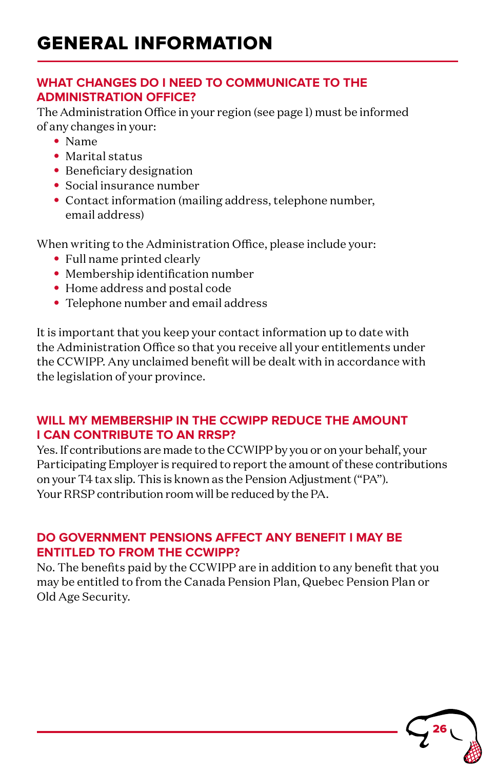# GENERAL INFORMATION

## WHAT CHANGES DO I NEED TO COMMUNICATE TO THE ADMINISTRATION OFFICE?

The Administration Office in your region (see page 1) must be informed of any changes in your:

- Name
- Marital status
- Beneficiary designation
- Social insurance number
- Contact information (mailing address, telephone number, email address)

When writing to the Administration Office, please include your:

- Full name printed clearly
- Membership identification number
- Home address and postal code
- Telephone number and email address

It is important that you keep your contact information up to date with the Administration Office so that you receive all your entitlements under the CCWIPP. Any unclaimed benefit will be dealt with in accordance with the legislation of your province.

## WILL MY MEMBERSHIP IN THE CCWIPP REDUCE THE AMOUNT I CAN CONTRIBUTE TO AN RRSP?

Yes. If contributions are made to the CCWIPP by you or on your behalf, your Participating Employer is required to report the amount of these contributions on your T4 tax slip. This is known as the Pension Adjustment ("PA"). Your RRSP contribution room will be reduced by the PA.

## DO GOVERNMENT PENSIONS AFFECT ANY BENEFIT I MAY BE ENTITLED TO FROM THE CCWIPP?

No. The benefits paid by the CCWIPP are in addition to any benefit that you may be entitled to from the Canada Pension Plan, Quebec Pension Plan or Old Age Security.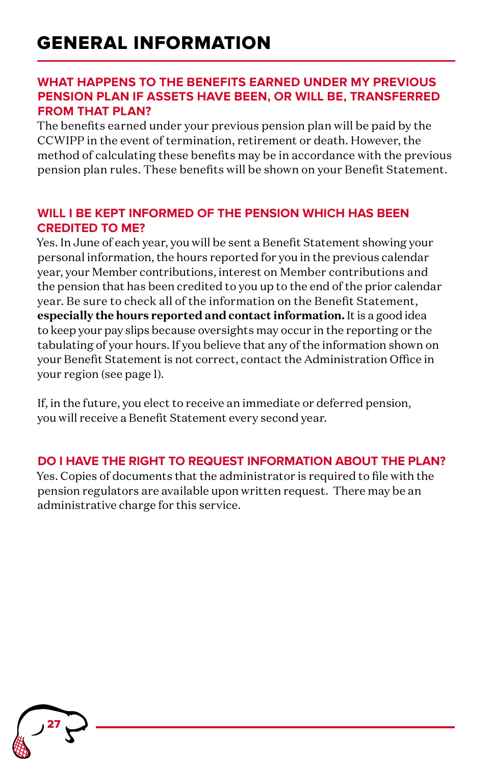# GENERAL INFORMATION

## WHAT HAPPENS TO THE BENEFITS EARNED UNDER MY PREVIOUS PENSION PLAN IF ASSETS HAVE BEEN, OR WILL BE, TRANSFERRED FROM THAT PLAN?

The benefits earned under your previous pension plan will be paid by the CCWIPP in the event of termination, retirement or death. However, the method of calculating these benefits may be in accordance with the previous pension plan rules. These benefits will be shown on your Benefit Statement.

## WILL I BE KEPT INFORMED OF THE PENSION WHICH HAS BEEN CREDITED TO ME?

Yes. In June of each year, you will be sent a Benefit Statement showing your personal information, the hours reported for you in the previous calendar year, your Member contributions, interest on Member contributions and the pension that has been credited to you up to the end of the prior calendar year. Be sure to check all of the information on the Benefit Statement, **especially the hours reported and contact information.** It is a good idea to keep your pay slips because oversights may occur in the reporting or the tabulating of your hours. If you believe that any of the information shown on your Benefit Statement is not correct, contact the Administration Office in your region (see page 1).

If, in the future, you elect to receive an immediate or deferred pension, you will receive a Benefit Statement every second year.

## DO I HAVE THE RIGHT TO REQUEST INFORMATION ABOUT THE PLAN?

Yes. Copies of documents that the administrator is required to file with the pension regulators are available upon written request. There may be an administrative charge for this service.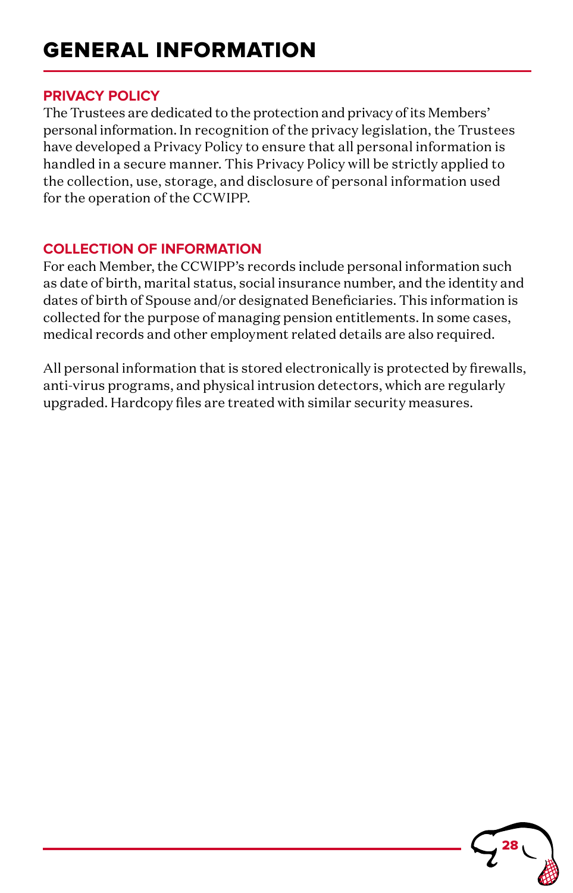# GENERAL INFORMATION

## PRIVACY POLICY

The Trustees are dedicated to the protection and privacy of its Members' personal information. In recognition of the privacy legislation, the Trustees have developed a Privacy Policy to ensure that all personal information is handled in a secure manner. This Privacy Policy will be strictly applied to the collection, use, storage, and disclosure of personal information used for the operation of the CCWIPP.

## COLLECTION OF INFORMATION

For each Member, the CCWIPP's records include personal information such as date of birth, marital status, social insurance number, and the identity and dates of birth of Spouse and/or designated Beneficiaries. This information is collected for the purpose of managing pension entitlements. In some cases, medical records and other employment related details are also required.

All personal information that is stored electronically is protected by firewalls, anti-virus programs, and physical intrusion detectors, which are regularly upgraded. Hardcopy files are treated with similar security measures.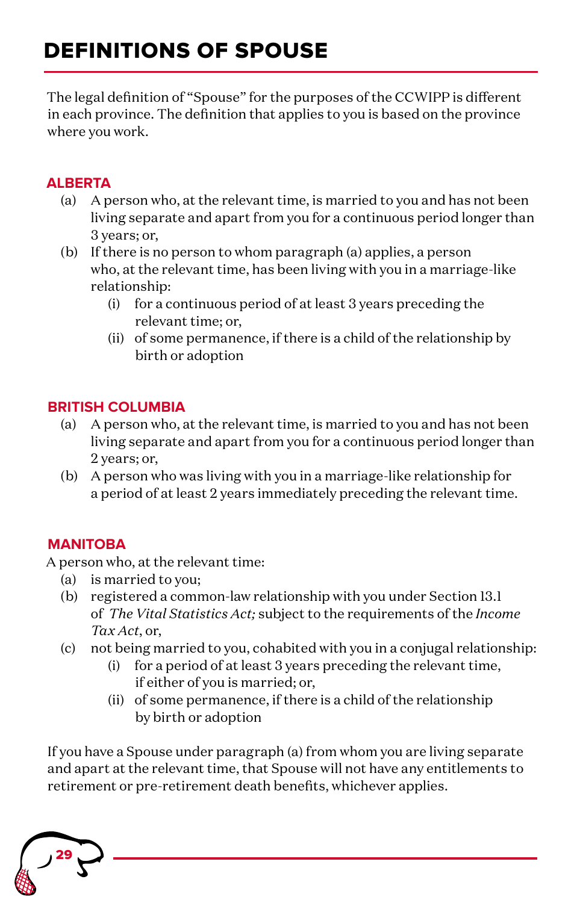# DEFINITIONS OF SPOUSE

The legal definition of "Spouse" for the purposes of the CCWIPP is different in each province. The definition that applies to you is based on the province where you work.

## ALBERTA

(a) A person who, at the relevant time, is married to you and has not been living separate and apart from you for a continuous period longer than 3 years; or,

(b) If there is no person to whom paragraph (a) applies, a person who, at the relevant time, has been living with you in a marriage-like relationship:

  (i) for a continuous period of at least 3 years preceding the relevant time; or,

  (ii) of some permanence, if there is a child of the relationship by birth or adoption

## BRITISH COLUMBIA

(a) A person who, at the relevant time, is married to you and has not been living separate and apart from you for a continuous period longer than 2 years; or,

(b) A person who was living with you in a marriage-like relationship for a period of at least 2 years immediately preceding the relevant time.

## MANITOBA

A person who, at the relevant time:

(a) is married to you;

(b) registered a common-law relationship with you under Section 13.1 of *The Vital Statistics Act;* subject to the requirements of the *Income Tax Act*, or,

(c) not being married to you, cohabited with you in a conjugal relationship:

  (i) for a period of at least 3 years preceding the relevant time, if either of you is married; or,

  (ii) of some permanence, if there is a child of the relationship by birth or adoption

If you have a Spouse under paragraph (a) from whom you are living separate and apart at the relevant time, that Spouse will not have any entitlements to retirement or pre-retirement death benefits, whichever applies.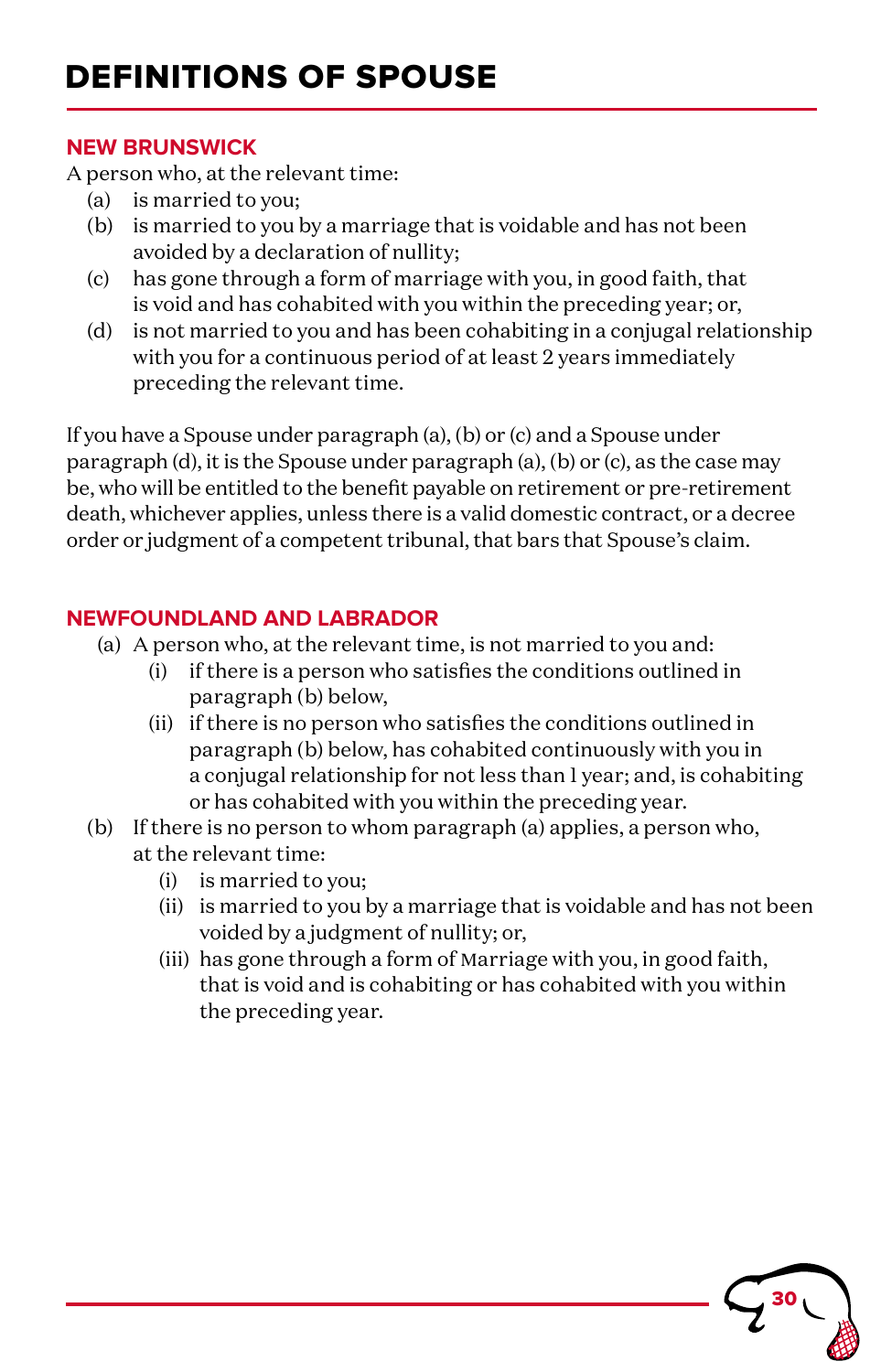# DEFINITIONS OF SPOUSE

## NEW BRUNSWICK

A person who, at the relevant time:

(a) is married to you;
(b) is married to you by a marriage that is voidable and has not been avoided by a declaration of nullity;
(c) has gone through a form of marriage with you, in good faith, that is void and has cohabited with you within the preceding year; or,
(d) is not married to you and has been cohabiting in a conjugal relationship with you for a continuous period of at least 2 years immediately preceding the relevant time.

If you have a Spouse under paragraph (a), (b) or (c) and a Spouse under paragraph (d), it is the Spouse under paragraph (a), (b) or (c), as the case may be, who will be entitled to the benefit payable on retirement or pre-retirement death, whichever applies, unless there is a valid domestic contract, or a decree order or judgment of a competent tribunal, that bars that Spouse's claim.

## NEWFOUNDLAND AND LABRADOR

(a) A person who, at the relevant time, is not married to you and:
  (i) if there is a person who satisfies the conditions outlined in paragraph (b) below,
  (ii) if there is no person who satisfies the conditions outlined in paragraph (b) below, has cohabited continuously with you in a conjugal relationship for not less than 1 year; and, is cohabiting or has cohabited with you within the preceding year.

(b) If there is no person to whom paragraph (a) applies, a person who, at the relevant time:
  (i) is married to you;
  (ii) is married to you by a marriage that is voidable and has not been voided by a judgment of nullity; or,
  (iii) has gone through a form of Marriage with you, in good faith, that is void and is cohabiting or has cohabited with you within the preceding year.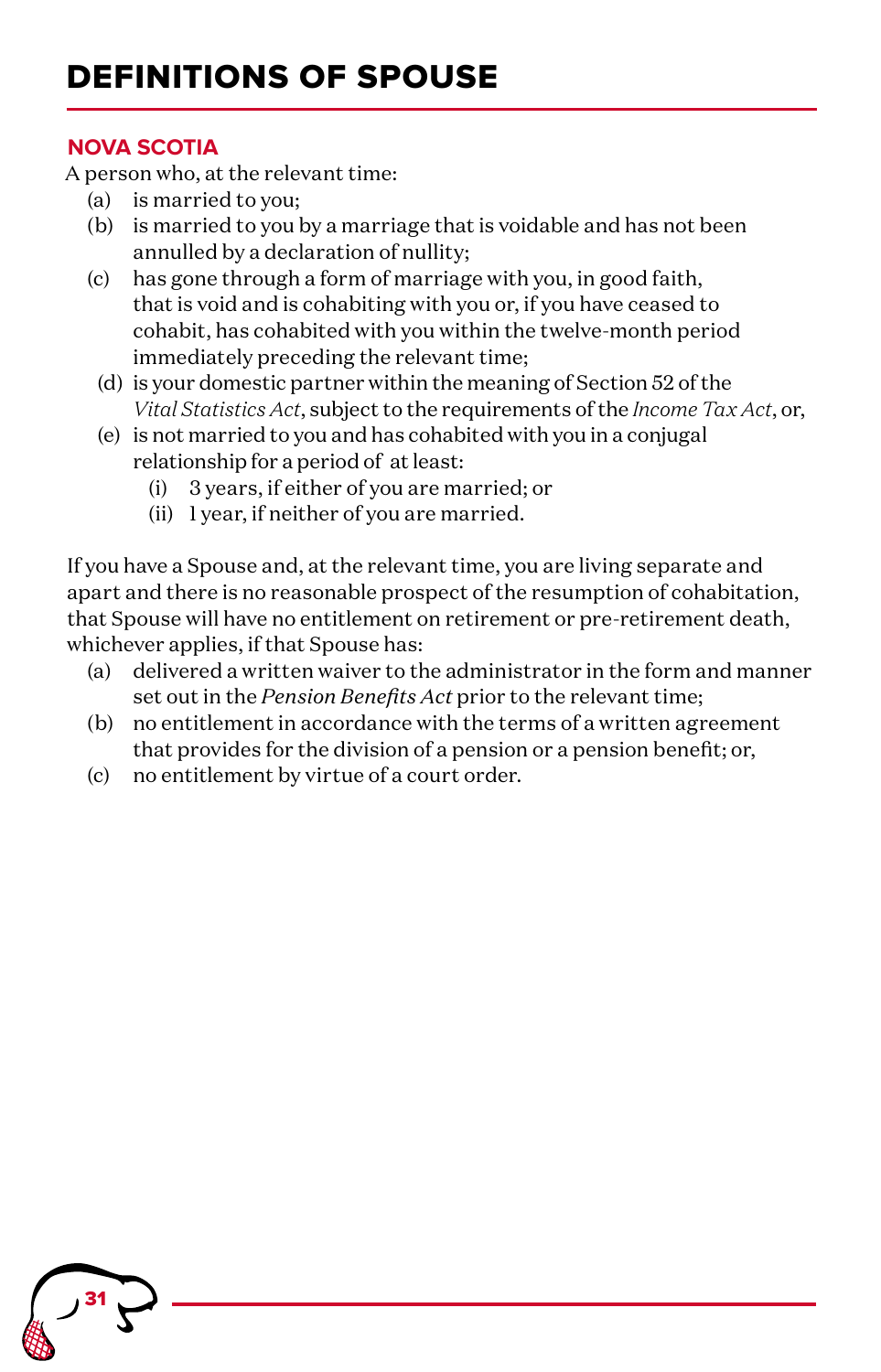# DEFINITIONS OF SPOUSE

## NOVA SCOTIA

A person who, at the relevant time:

- (a) is married to you;
- (b) is married to you by a marriage that is voidable and has not been annulled by a declaration of nullity;
- (c) has gone through a form of marriage with you, in good faith, that is void and is cohabiting with you or, if you have ceased to cohabit, has cohabited with you within the twelve-month period immediately preceding the relevant time;
- (d) is your domestic partner within the meaning of Section 52 of the *Vital Statistics Act*, subject to the requirements of the *Income Tax Act*, or,
- (e) is not married to you and has cohabited with you in a conjugal relationship for a period of at least:
  - (i) 3 years, if either of you are married; or
  - (ii) 1 year, if neither of you are married.

If you have a Spouse and, at the relevant time, you are living separate and apart and there is no reasonable prospect of the resumption of cohabitation, that Spouse will have no entitlement on retirement or pre-retirement death, whichever applies, if that Spouse has:

- (a) delivered a written waiver to the administrator in the form and manner set out in the *Pension Benefits Act* prior to the relevant time;
- (b) no entitlement in accordance with the terms of a written agreement that provides for the division of a pension or a pension benefit; or,
- (c) no entitlement by virtue of a court order.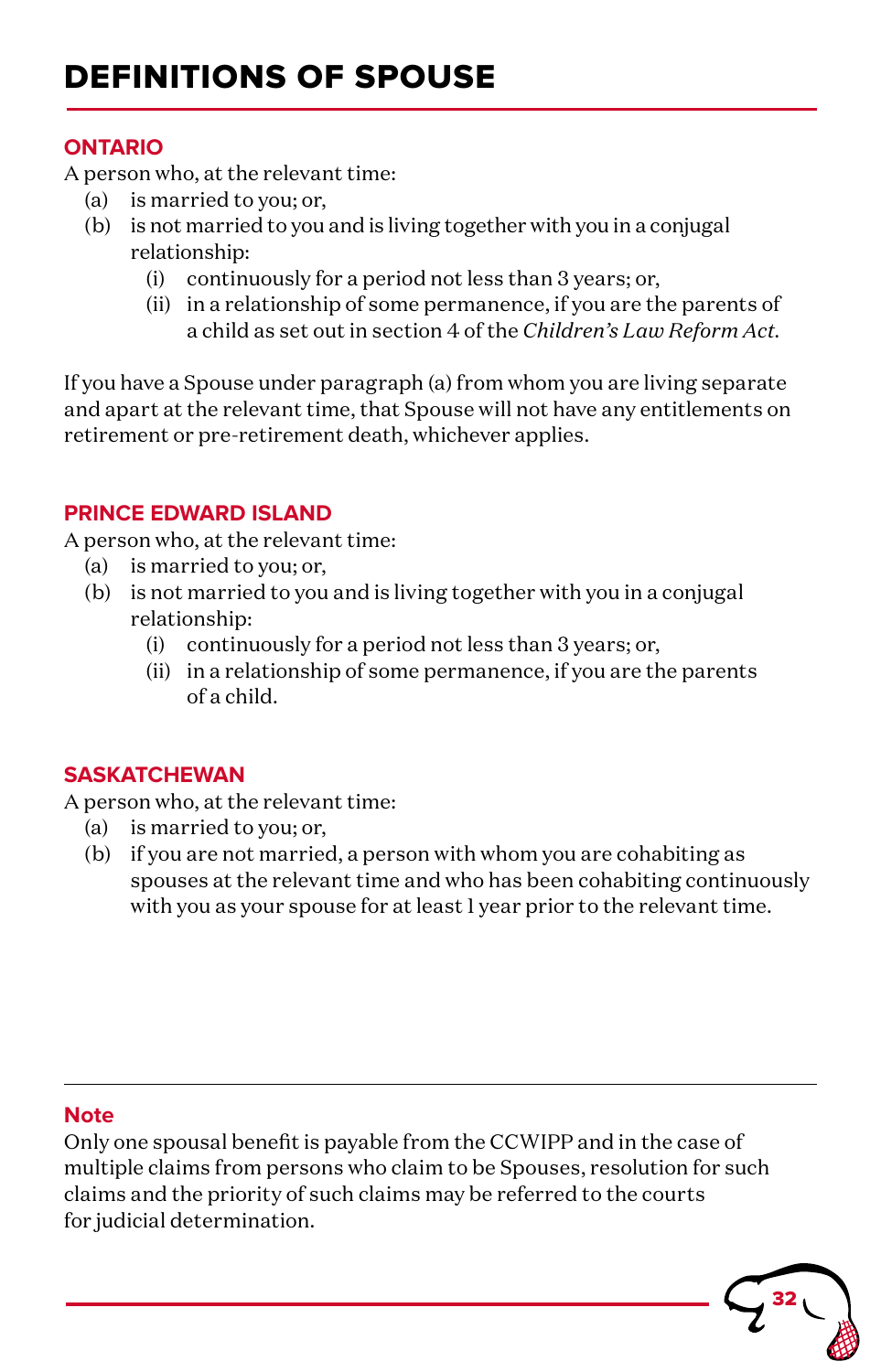# DEFINITIONS OF SPOUSE

## ONTARIO

A person who, at the relevant time:

(a) is married to you; or,

(b) is not married to you and is living together with you in a conjugal relationship:

  (i) continuously for a period not less than 3 years; or,

  (ii) in a relationship of some permanence, if you are the parents of a child as set out in section 4 of the *Children's Law Reform Act*.

If you have a Spouse under paragraph (a) from whom you are living separate and apart at the relevant time, that Spouse will not have any entitlements on retirement or pre-retirement death, whichever applies.

## PRINCE EDWARD ISLAND

A person who, at the relevant time:

(a) is married to you; or,

(b) is not married to you and is living together with you in a conjugal relationship:

  (i) continuously for a period not less than 3 years; or,

  (ii) in a relationship of some permanence, if you are the parents of a child.

## SASKATCHEWAN

A person who, at the relevant time:

(a) is married to you; or,

(b) if you are not married, a person with whom you are cohabiting as spouses at the relevant time and who has been cohabiting continuously with you as your spouse for at least 1 year prior to the relevant time.

---

### Note

Only one spousal benefit is payable from the CCWIPP and in the case of multiple claims from persons who claim to be Spouses, resolution for such claims and the priority of such claims may be referred to the courts for judicial determination.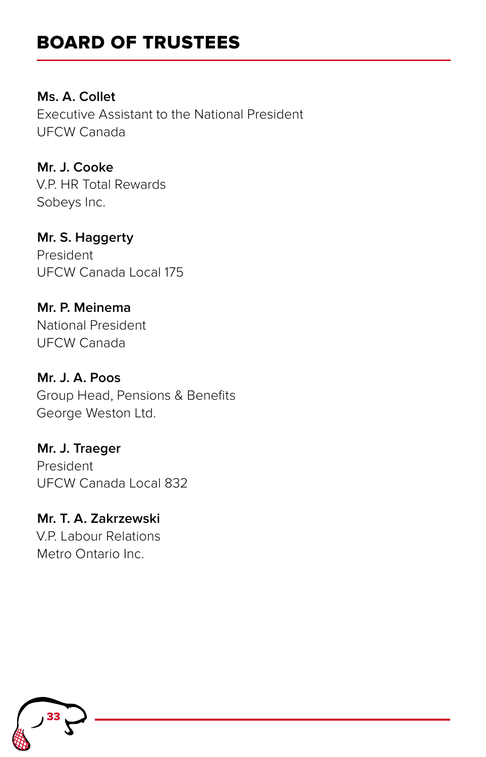# BOARD OF TRUSTEES

**Ms. A. Collet**
Executive Assistant to the National President
UFCW Canada

**Mr. J. Cooke**
V.P. HR Total Rewards
Sobeys Inc.

**Mr. S. Haggerty**
President
UFCW Canada Local 175

**Mr. P. Meinema**
National President
UFCW Canada

**Mr. J. A. Poos**
Group Head, Pensions & Benefits
George Weston Ltd.

**Mr. J. Traeger**
President
UFCW Canada Local 832

**Mr. T. A. Zakrzewski**
V.P. Labour Relations
Metro Ontario Inc.